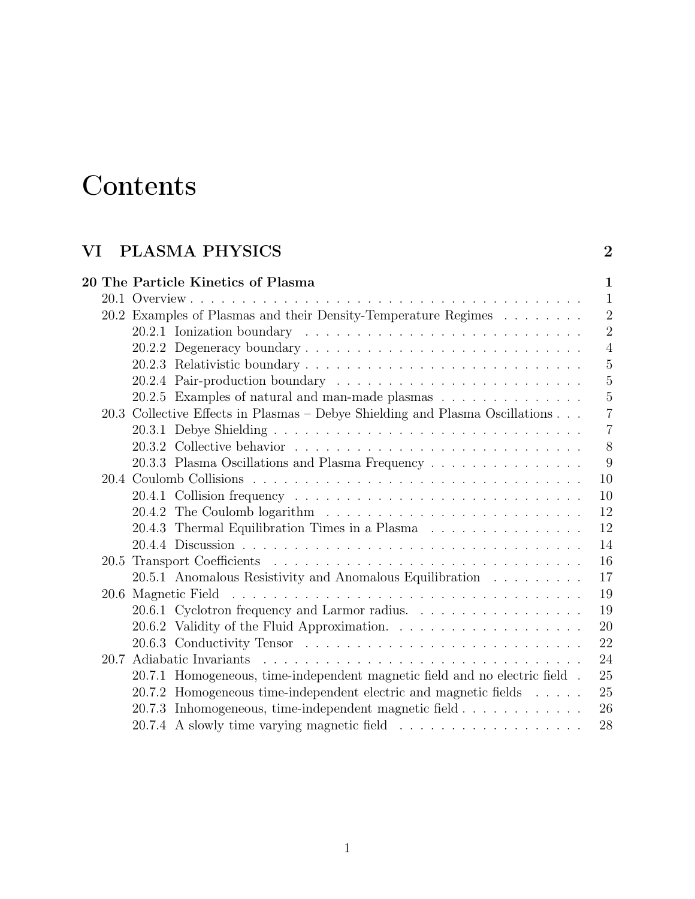# Contents

**VI PLASMA PHYSICS** **2**

**20 The Particle Kinetics of Plasma** **1**

- 20.1 Overview . . . 1
- 20.2 Examples of Plasmas and their Density-Temperature Regimes . . . 2
  - 20.2.1 Ionization boundary . . . 2
  - 20.2.2 Degeneracy boundary . . . 4
  - 20.2.3 Relativistic boundary . . . 5
  - 20.2.4 Pair-production boundary . . . 5
  - 20.2.5 Examples of natural and man-made plasmas . . . 5
- 20.3 Collective Effects in Plasmas – Debye Shielding and Plasma Oscillations . . . 7
  - 20.3.1 Debye Shielding . . . 7
  - 20.3.2 Collective behavior . . . 8
  - 20.3.3 Plasma Oscillations and Plasma Frequency . . . 9
- 20.4 Coulomb Collisions . . . 10
  - 20.4.1 Collision frequency . . . 10
  - 20.4.2 The Coulomb logarithm . . . 12
  - 20.4.3 Thermal Equilibration Times in a Plasma . . . 12
  - 20.4.4 Discussion . . . 14
- 20.5 Transport Coefficients . . . 16
  - 20.5.1 Anomalous Resistivity and Anomalous Equilibration . . . 17
- 20.6 Magnetic Field . . . 19
  - 20.6.1 Cyclotron frequency and Larmor radius. . . . 19
  - 20.6.2 Validity of the Fluid Approximation. . . . 20
  - 20.6.3 Conductivity Tensor . . . 22
- 20.7 Adiabatic Invariants . . . 24
  - 20.7.1 Homogeneous, time-independent magnetic field and no electric field . 25
  - 20.7.2 Homogeneous time-independent electric and magnetic fields . . . 25
  - 20.7.3 Inhomogeneous, time-independent magnetic field . . . 26
  - 20.7.4 A slowly time varying magnetic field . . . 28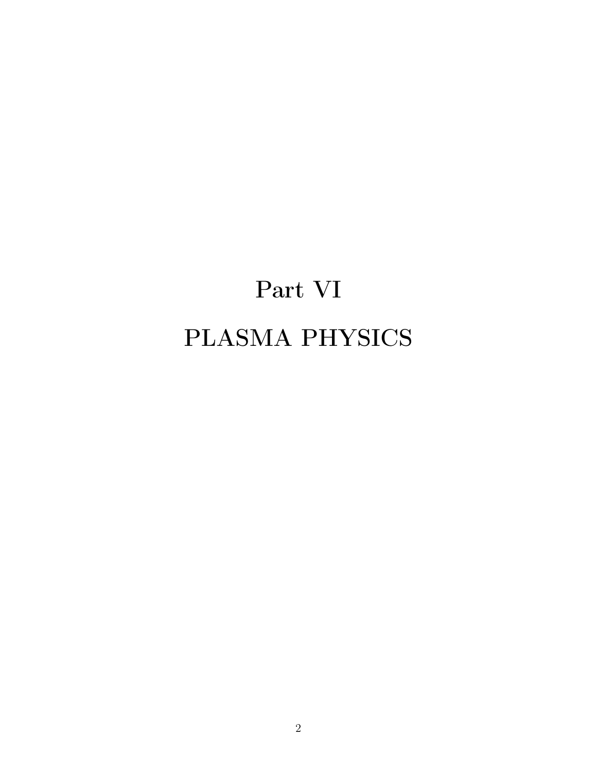# Part VI

# PLASMA PHYSICS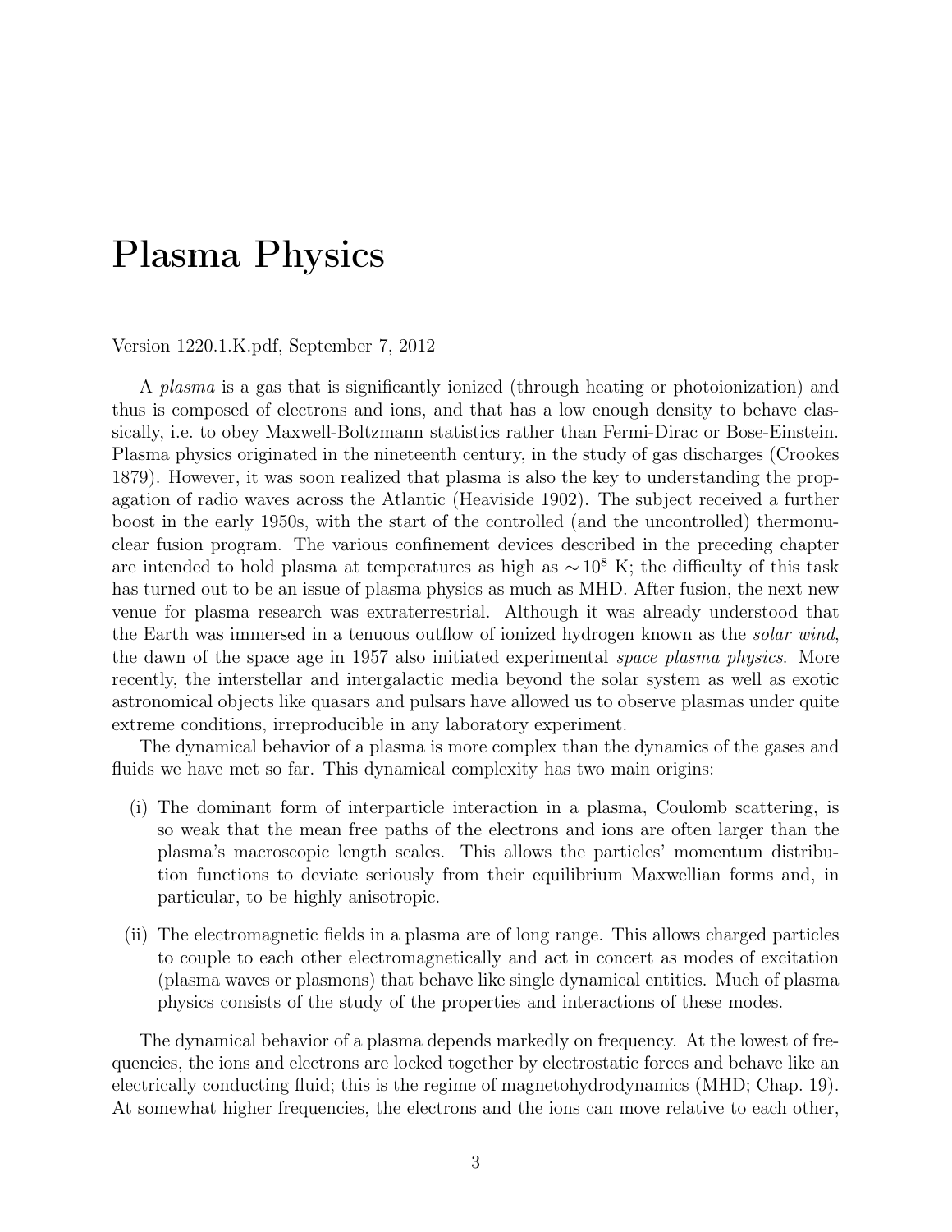# Plasma Physics

Version 1220.1.K.pdf, September 7, 2012

A *plasma* is a gas that is significantly ionized (through heating or photoionization) and thus is composed of electrons and ions, and that has a low enough density to behave classically, i.e. to obey Maxwell-Boltzmann statistics rather than Fermi-Dirac or Bose-Einstein. Plasma physics originated in the nineteenth century, in the study of gas discharges (Crookes 1879). However, it was soon realized that plasma is also the key to understanding the propagation of radio waves across the Atlantic (Heaviside 1902). The subject received a further boost in the early 1950s, with the start of the controlled (and the uncontrolled) thermonuclear fusion program. The various confinement devices described in the preceding chapter are intended to hold plasma at temperatures as high as $\sim 10^8$ K; the difficulty of this task has turned out to be an issue of plasma physics as much as MHD. After fusion, the next new venue for plasma research was extraterrestrial. Although it was already understood that the Earth was immersed in a tenuous outflow of ionized hydrogen known as the *solar wind*, the dawn of the space age in 1957 also initiated experimental *space plasma physics*. More recently, the interstellar and intergalactic media beyond the solar system as well as exotic astronomical objects like quasars and pulsars have allowed us to observe plasmas under quite extreme conditions, irreproducible in any laboratory experiment.

The dynamical behavior of a plasma is more complex than the dynamics of the gases and fluids we have met so far. This dynamical complexity has two main origins:

(i) The dominant form of interparticle interaction in a plasma, Coulomb scattering, is so weak that the mean free paths of the electrons and ions are often larger than the plasma's macroscopic length scales. This allows the particles' momentum distribution functions to deviate seriously from their equilibrium Maxwellian forms and, in particular, to be highly anisotropic.

(ii) The electromagnetic fields in a plasma are of long range. This allows charged particles to couple to each other electromagnetically and act in concert as modes of excitation (plasma waves or plasmons) that behave like single dynamical entities. Much of plasma physics consists of the study of the properties and interactions of these modes.

The dynamical behavior of a plasma depends markedly on frequency. At the lowest of frequencies, the ions and electrons are locked together by electrostatic forces and behave like an electrically conducting fluid; this is the regime of magnetohydrodynamics (MHD; Chap. 19). At somewhat higher frequencies, the electrons and the ions can move relative to each other,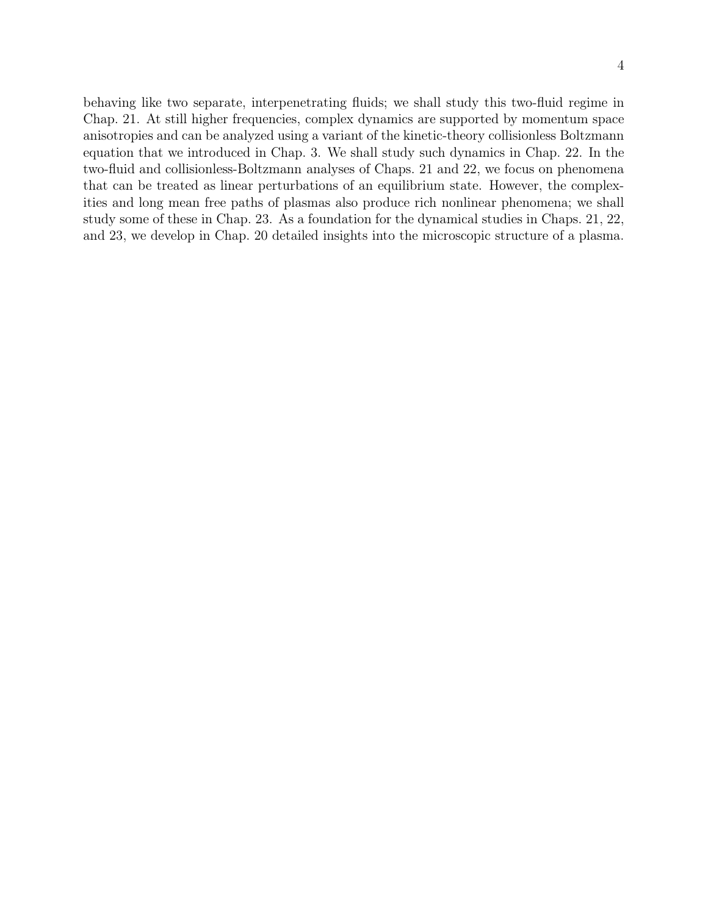behaving like two separate, interpenetrating fluids; we shall study this two-fluid regime in Chap. 21. At still higher frequencies, complex dynamics are supported by momentum space anisotropies and can be analyzed using a variant of the kinetic-theory collisionless Boltzmann equation that we introduced in Chap. 3. We shall study such dynamics in Chap. 22. In the two-fluid and collisionless-Boltzmann analyses of Chaps. 21 and 22, we focus on phenomena that can be treated as linear perturbations of an equilibrium state. However, the complexities and long mean free paths of plasmas also produce rich nonlinear phenomena; we shall study some of these in Chap. 23. As a foundation for the dynamical studies in Chaps. 21, 22, and 23, we develop in Chap. 20 detailed insights into the microscopic structure of a plasma.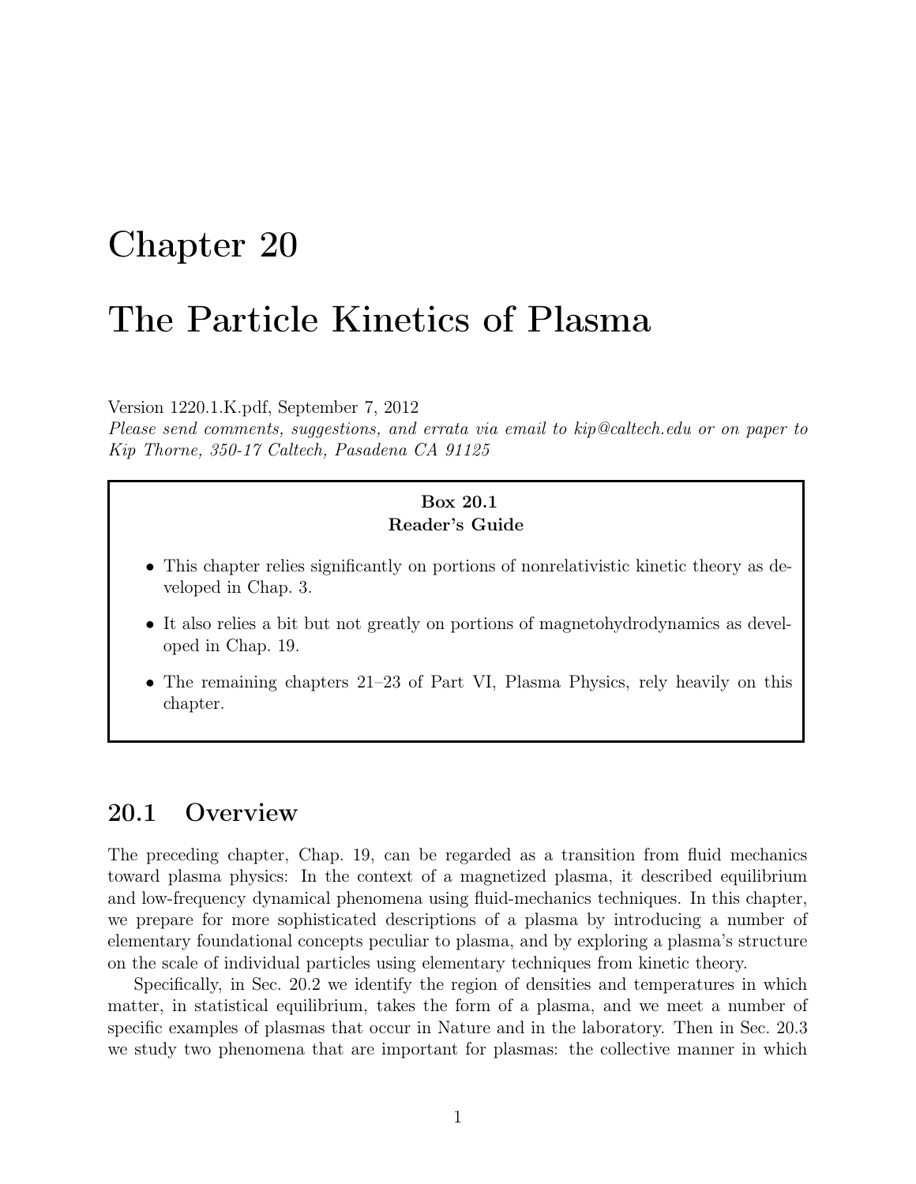# Chapter 20

# The Particle Kinetics of Plasma

Version 1220.1.K.pdf, September 7, 2012

*Please send comments, suggestions, and errata via email to kip@caltech.edu or on paper to Kip Thorne, 350-17 Caltech, Pasadena CA 91125*

> **Box 20.1**
> **Reader's Guide**
>
> - This chapter relies significantly on portions of nonrelativistic kinetic theory as developed in Chap. 3.
> - It also relies a bit but not greatly on portions of magnetohydrodynamics as developed in Chap. 19.
> - The remaining chapters 21–23 of Part VI, Plasma Physics, rely heavily on this chapter.

## 20.1 Overview

The preceding chapter, Chap. 19, can be regarded as a transition from fluid mechanics toward plasma physics: In the context of a magnetized plasma, it described equilibrium and low-frequency dynamical phenomena using fluid-mechanics techniques. In this chapter, we prepare for more sophisticated descriptions of a plasma by introducing a number of elementary foundational concepts peculiar to plasma, and by exploring a plasma's structure on the scale of individual particles using elementary techniques from kinetic theory.

Specifically, in Sec. 20.2 we identify the region of densities and temperatures in which matter, in statistical equilibrium, takes the form of a plasma, and we meet a number of specific examples of plasmas that occur in Nature and in the laboratory. Then in Sec. 20.3 we study two phenomena that are important for plasmas: the collective manner in which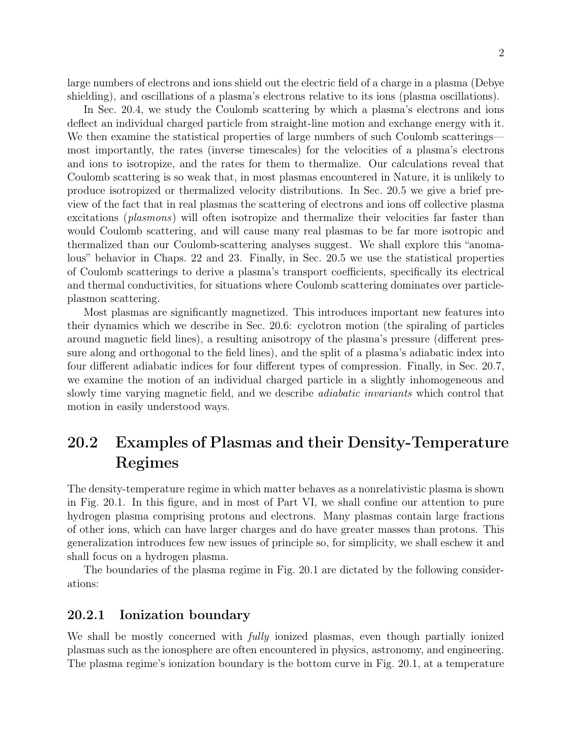large numbers of electrons and ions shield out the electric field of a charge in a plasma (Debye shielding), and oscillations of a plasma's electrons relative to its ions (plasma oscillations).

In Sec. 20.4, we study the Coulomb scattering by which a plasma's electrons and ions deflect an individual charged particle from straight-line motion and exchange energy with it. We then examine the statistical properties of large numbers of such Coulomb scatterings—most importantly, the rates (inverse timescales) for the velocities of a plasma's electrons and ions to isotropize, and the rates for them to thermalize. Our calculations reveal that Coulomb scattering is so weak that, in most plasmas encountered in Nature, it is unlikely to produce isotropized or thermalized velocity distributions. In Sec. 20.5 we give a brief preview of the fact that in real plasmas the scattering of electrons and ions off collective plasma excitations (*plasmons*) will often isotropize and thermalize their velocities far faster than would Coulomb scattering, and will cause many real plasmas to be far more isotropic and thermalized than our Coulomb-scattering analyses suggest. We shall explore this "anomalous" behavior in Chaps. 22 and 23. Finally, in Sec. 20.5 we use the statistical properties of Coulomb scatterings to derive a plasma's transport coefficients, specifically its electrical and thermal conductivities, for situations where Coulomb scattering dominates over particle-plasmon scattering.

Most plasmas are significantly magnetized. This introduces important new features into their dynamics which we describe in Sec. 20.6: cyclotron motion (the spiraling of particles around magnetic field lines), a resulting anisotropy of the plasma's pressure (different pressure along and orthogonal to the field lines), and the split of a plasma's adiabatic index into four different adiabatic indices for four different types of compression. Finally, in Sec. 20.7, we examine the motion of an individual charged particle in a slightly inhomogeneous and slowly time varying magnetic field, and we describe *adiabatic invariants* which control that motion in easily understood ways.

## 20.2 Examples of Plasmas and their Density-Temperature Regimes

The density-temperature regime in which matter behaves as a nonrelativistic plasma is shown in Fig. 20.1. In this figure, and in most of Part VI, we shall confine our attention to pure hydrogen plasma comprising protons and electrons. Many plasmas contain large fractions of other ions, which can have larger charges and do have greater masses than protons. This generalization introduces few new issues of principle so, for simplicity, we shall eschew it and shall focus on a hydrogen plasma.

The boundaries of the plasma regime in Fig. 20.1 are dictated by the following considerations:

### 20.2.1 Ionization boundary

We shall be mostly concerned with *fully* ionized plasmas, even though partially ionized plasmas such as the ionosphere are often encountered in physics, astronomy, and engineering. The plasma regime's ionization boundary is the bottom curve in Fig. 20.1, at a temperature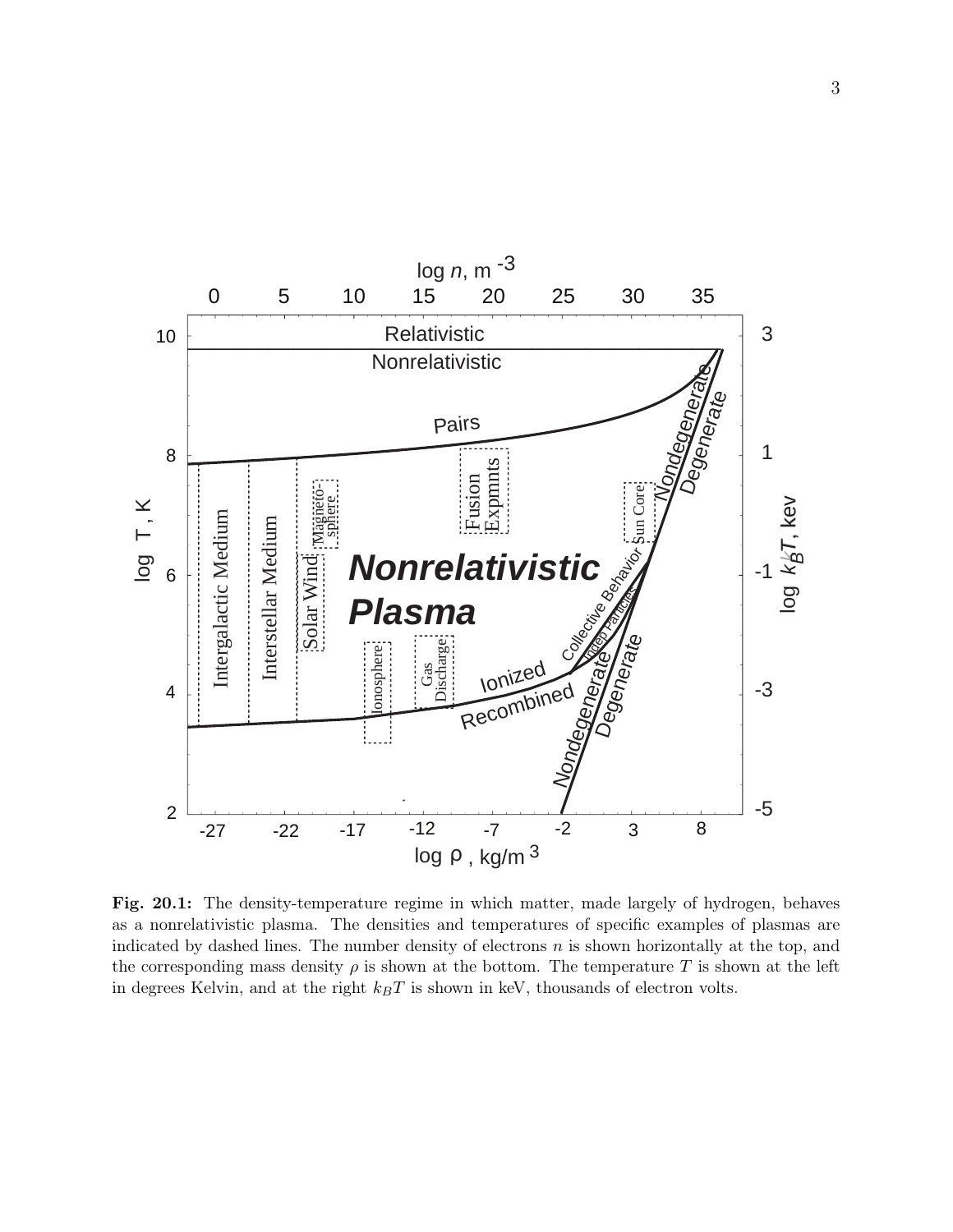**Fig. 20.1:** The density-temperature regime in which matter, made largely of hydrogen, behaves as a nonrelativistic plasma. The densities and temperatures of specific examples of plasmas are indicated by dashed lines. The number density of electrons $n$ is shown horizontally at the top, and the corresponding mass density $\rho$ is shown at the bottom. The temperature $T$ is shown at the left in degrees Kelvin, and at the right $k_B T$ is shown in keV, thousands of electron volts.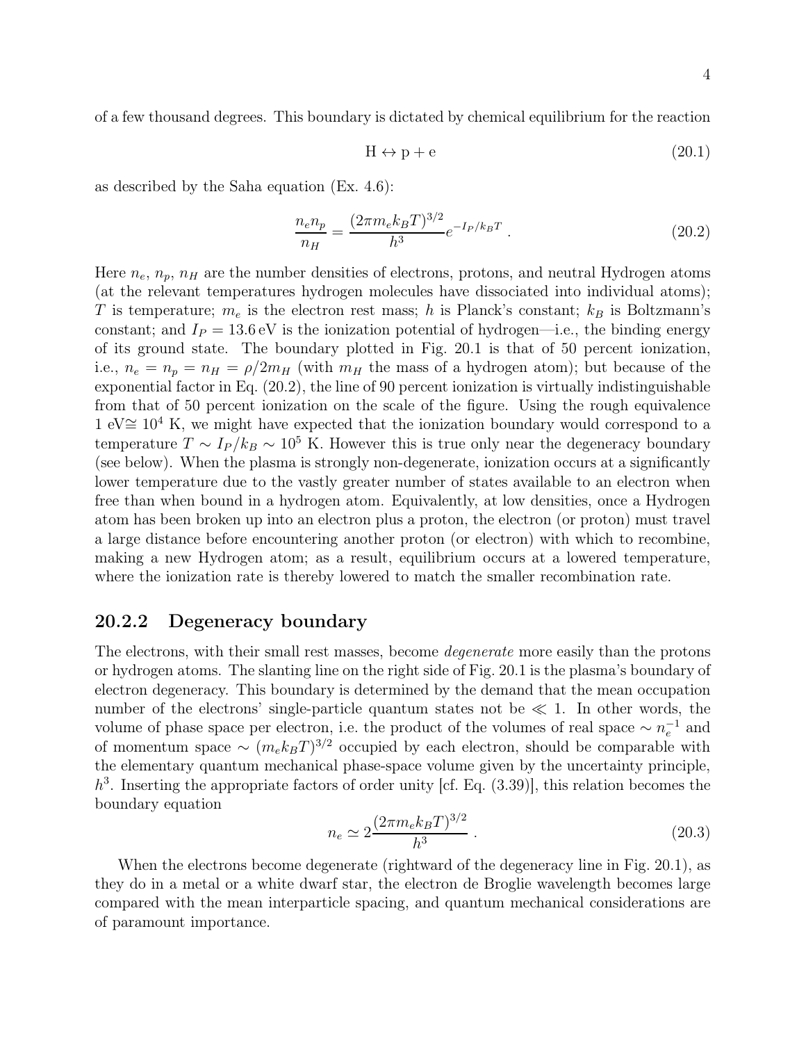of a few thousand degrees. This boundary is dictated by chemical equilibrium for the reaction

$$\mathrm{H} \leftrightarrow \mathrm{p} + \mathrm{e} \tag{20.1}$$

as described by the Saha equation (Ex. 4.6):

$$\frac{n_e n_p}{n_H} = \frac{(2\pi m_e k_B T)^{3/2}}{h^3} e^{-I_P/k_B T} \ . \tag{20.2}$$

Here $n_e$, $n_p$, $n_H$ are the number densities of electrons, protons, and neutral Hydrogen atoms (at the relevant temperatures hydrogen molecules have dissociated into individual atoms); $T$ is temperature; $m_e$ is the electron rest mass; $h$ is Planck's constant; $k_B$ is Boltzmann's constant; and $I_P = 13.6\,\mathrm{eV}$ is the ionization potential of hydrogen—i.e., the binding energy of its ground state. The boundary plotted in Fig. 20.1 is that of 50 percent ionization, i.e., $n_e = n_p = n_H = \rho/2m_H$ (with $m_H$ the mass of a hydrogen atom); but because of the exponential factor in Eq. (20.2), the line of 90 percent ionization is virtually indistinguishable from that of 50 percent ionization on the scale of the figure. Using the rough equivalence 1 eV$\cong 10^4$ K, we might have expected that the ionization boundary would correspond to a temperature $T \sim I_P/k_B \sim 10^5$ K. However this is true only near the degeneracy boundary (see below). When the plasma is strongly non-degenerate, ionization occurs at a significantly lower temperature due to the vastly greater number of states available to an electron when free than when bound in a hydrogen atom. Equivalently, at low densities, once a Hydrogen atom has been broken up into an electron plus a proton, the electron (or proton) must travel a large distance before encountering another proton (or electron) with which to recombine, making a new Hydrogen atom; as a result, equilibrium occurs at a lowered temperature, where the ionization rate is thereby lowered to match the smaller recombination rate.

### 20.2.2 Degeneracy boundary

The electrons, with their small rest masses, become *degenerate* more easily than the protons or hydrogen atoms. The slanting line on the right side of Fig. 20.1 is the plasma's boundary of electron degeneracy. This boundary is determined by the demand that the mean occupation number of the electrons' single-particle quantum states not be $\ll 1$. In other words, the volume of phase space per electron, i.e. the product of the volumes of real space $\sim n_e^{-1}$ and of momentum space $\sim (m_e k_B T)^{3/2}$ occupied by each electron, should be comparable with the elementary quantum mechanical phase-space volume given by the uncertainty principle, $h^3$. Inserting the appropriate factors of order unity [cf. Eq. (3.39)], this relation becomes the boundary equation

$$n_e \simeq 2\frac{(2\pi m_e k_B T)^{3/2}}{h^3} \ . \tag{20.3}$$

When the electrons become degenerate (rightward of the degeneracy line in Fig. 20.1), as they do in a metal or a white dwarf star, the electron de Broglie wavelength becomes large compared with the mean interparticle spacing, and quantum mechanical considerations are of paramount importance.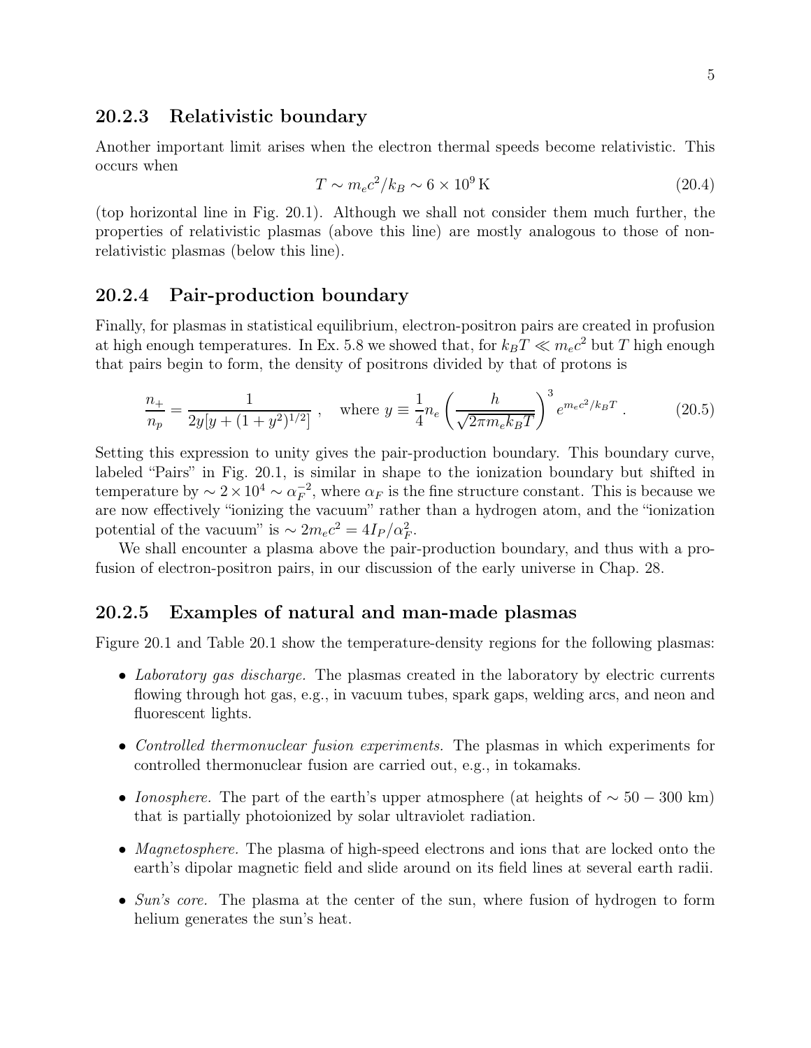### 20.2.3 Relativistic boundary

Another important limit arises when the electron thermal speeds become relativistic. This occurs when

$$T \sim m_e c^2 / k_B \sim 6 \times 10^9 \,\text{K} \tag{20.4}$$

(top horizontal line in Fig. 20.1). Although we shall not consider them much further, the properties of relativistic plasmas (above this line) are mostly analogous to those of non-relativistic plasmas (below this line).

### 20.2.4 Pair-production boundary

Finally, for plasmas in statistical equilibrium, electron-positron pairs are created in profusion at high enough temperatures. In Ex. 5.8 we showed that, for $k_B T \ll m_e c^2$ but $T$ high enough that pairs begin to form, the density of positrons divided by that of protons is

$$\frac{n_+}{n_p} = \frac{1}{2y[y + (1+y^2)^{1/2}]} \ , \quad \text{where } y \equiv \frac{1}{4} n_e \left( \frac{h}{\sqrt{2\pi m_e k_B T}} \right)^3 e^{m_e c^2 / k_B T} \ . \tag{20.5}$$

Setting this expression to unity gives the pair-production boundary. This boundary curve, labeled "Pairs" in Fig. 20.1, is similar in shape to the ionization boundary but shifted in temperature by $\sim 2 \times 10^4 \sim \alpha_F^{-2}$, where $\alpha_F$ is the fine structure constant. This is because we are now effectively "ionizing the vacuum" rather than a hydrogen atom, and the "ionization potential of the vacuum" is $\sim 2m_e c^2 = 4I_P/\alpha_F^2$.

We shall encounter a plasma above the pair-production boundary, and thus with a profusion of electron-positron pairs, in our discussion of the early universe in Chap. 28.

### 20.2.5 Examples of natural and man-made plasmas

Figure 20.1 and Table 20.1 show the temperature-density regions for the following plasmas:

- *Laboratory gas discharge.* The plasmas created in the laboratory by electric currents flowing through hot gas, e.g., in vacuum tubes, spark gaps, welding arcs, and neon and fluorescent lights.
- *Controlled thermonuclear fusion experiments.* The plasmas in which experiments for controlled thermonuclear fusion are carried out, e.g., in tokamaks.
- *Ionosphere.* The part of the earth's upper atmosphere (at heights of $\sim 50 - 300$ km) that is partially photoionized by solar ultraviolet radiation.
- *Magnetosphere.* The plasma of high-speed electrons and ions that are locked onto the earth's dipolar magnetic field and slide around on its field lines at several earth radii.
- *Sun's core.* The plasma at the center of the sun, where fusion of hydrogen to form helium generates the sun's heat.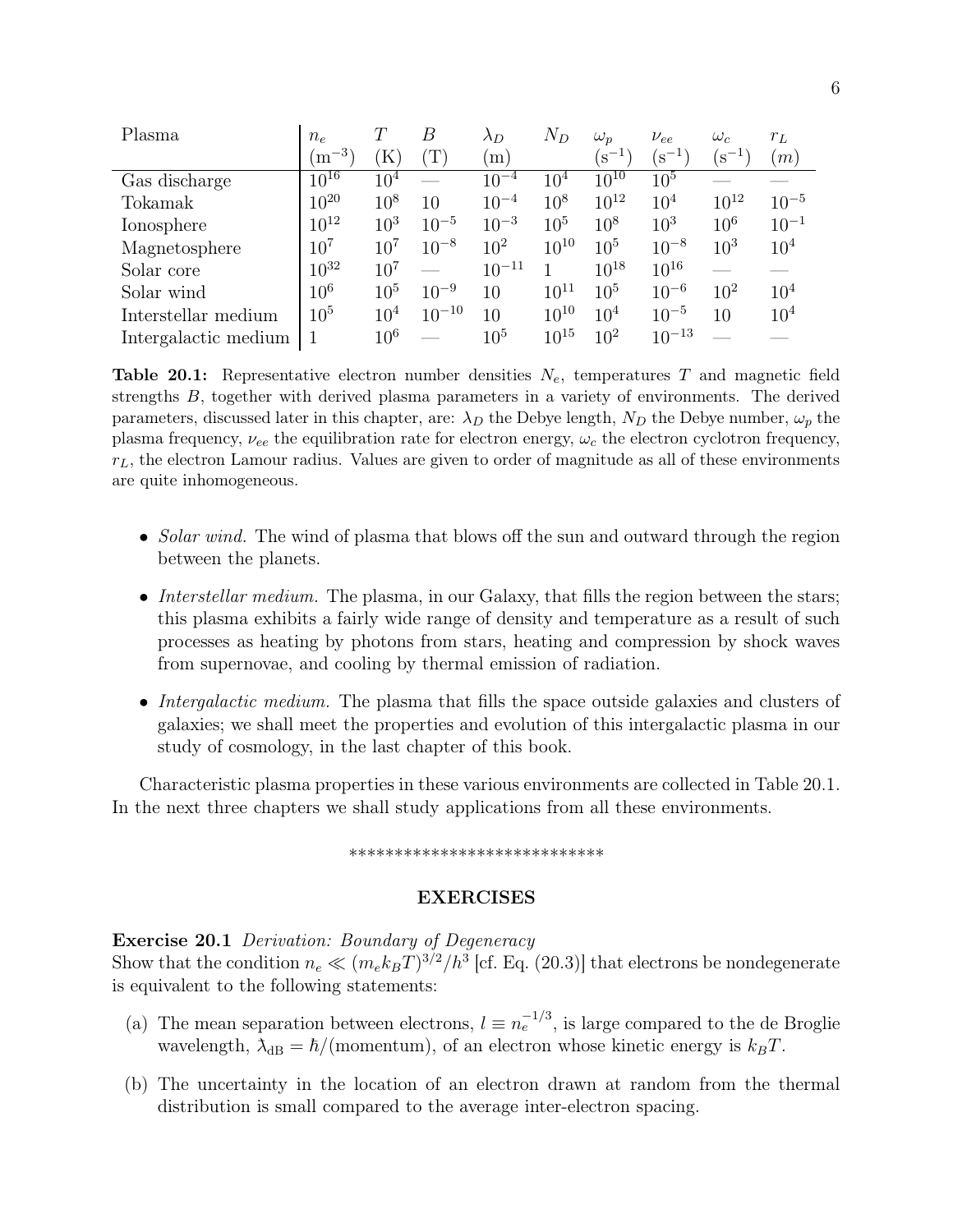| Plasma | $n_e$ ($\mathrm{m}^{-3}$) | $T$ (K) | $B$ (T) | $\lambda_D$ (m) | $N_D$ | $\omega_p$ ($\mathrm{s}^{-1}$) | $\nu_{ee}$ ($\mathrm{s}^{-1}$) | $\omega_c$ ($\mathrm{s}^{-1}$) | $r_L$ ($m$) |
|---|---|---|---|---|---|---|---|---|---|
| Gas discharge | $10^{16}$ | $10^4$ | — | $10^{-4}$ | $10^4$ | $10^{10}$ | $10^5$ | — | — |
| Tokamak | $10^{20}$ | $10^8$ | 10 | $10^{-4}$ | $10^8$ | $10^{12}$ | $10^4$ | $10^{12}$ | $10^{-5}$ |
| Ionosphere | $10^{12}$ | $10^3$ | $10^{-5}$ | $10^{-3}$ | $10^5$ | $10^8$ | $10^3$ | $10^6$ | $10^{-1}$ |
| Magnetosphere | $10^7$ | $10^7$ | $10^{-8}$ | $10^2$ | $10^{10}$ | $10^5$ | $10^{-8}$ | $10^3$ | $10^4$ |
| Solar core | $10^{32}$ | $10^7$ | — | $10^{-11}$ | 1 | $10^{18}$ | $10^{16}$ | — | — |
| Solar wind | $10^6$ | $10^5$ | $10^{-9}$ | 10 | $10^{11}$ | $10^5$ | $10^{-6}$ | $10^2$ | $10^4$ |
| Interstellar medium | $10^5$ | $10^4$ | $10^{-10}$ | 10 | $10^{10}$ | $10^4$ | $10^{-5}$ | 10 | $10^4$ |
| Intergalactic medium | 1 | $10^6$ | — | $10^5$ | $10^{15}$ | $10^2$ | $10^{-13}$ | — | — |

**Table 20.1:** Representative electron number densities $N_e$, temperatures $T$ and magnetic field strengths $B$, together with derived plasma parameters in a variety of environments. The derived parameters, discussed later in this chapter, are: $\lambda_D$ the Debye length, $N_D$ the Debye number, $\omega_p$ the plasma frequency, $\nu_{ee}$ the equilibration rate for electron energy, $\omega_c$ the electron cyclotron frequency, $r_L$, the electron Lamour radius. Values are given to order of magnitude as all of these environments are quite inhomogeneous.

- *Solar wind.* The wind of plasma that blows off the sun and outward through the region between the planets.
- *Interstellar medium.* The plasma, in our Galaxy, that fills the region between the stars; this plasma exhibits a fairly wide range of density and temperature as a result of such processes as heating by photons from stars, heating and compression by shock waves from supernovae, and cooling by thermal emission of radiation.
- *Intergalactic medium.* The plasma that fills the space outside galaxies and clusters of galaxies; we shall meet the properties and evolution of this intergalactic plasma in our study of cosmology, in the last chapter of this book.

Characteristic plasma properties in these various environments are collected in Table 20.1. In the next three chapters we shall study applications from all these environments.

****************************

## EXERCISES

**Exercise 20.1** *Derivation: Boundary of Degeneracy*
Show that the condition $n_e \ll (m_e k_B T)^{3/2}/h^3$ [cf. Eq. (20.3)] that electrons be nondegenerate is equivalent to the following statements:

(a) The mean separation between electrons, $l \equiv n_e^{-1/3}$, is large compared to the de Broglie wavelength, $\lambda\!\!\!^{-}_{\rm dB} = \hbar/(\text{momentum})$, of an electron whose kinetic energy is $k_B T$.

(b) The uncertainty in the location of an electron drawn at random from the thermal distribution is small compared to the average inter-electron spacing.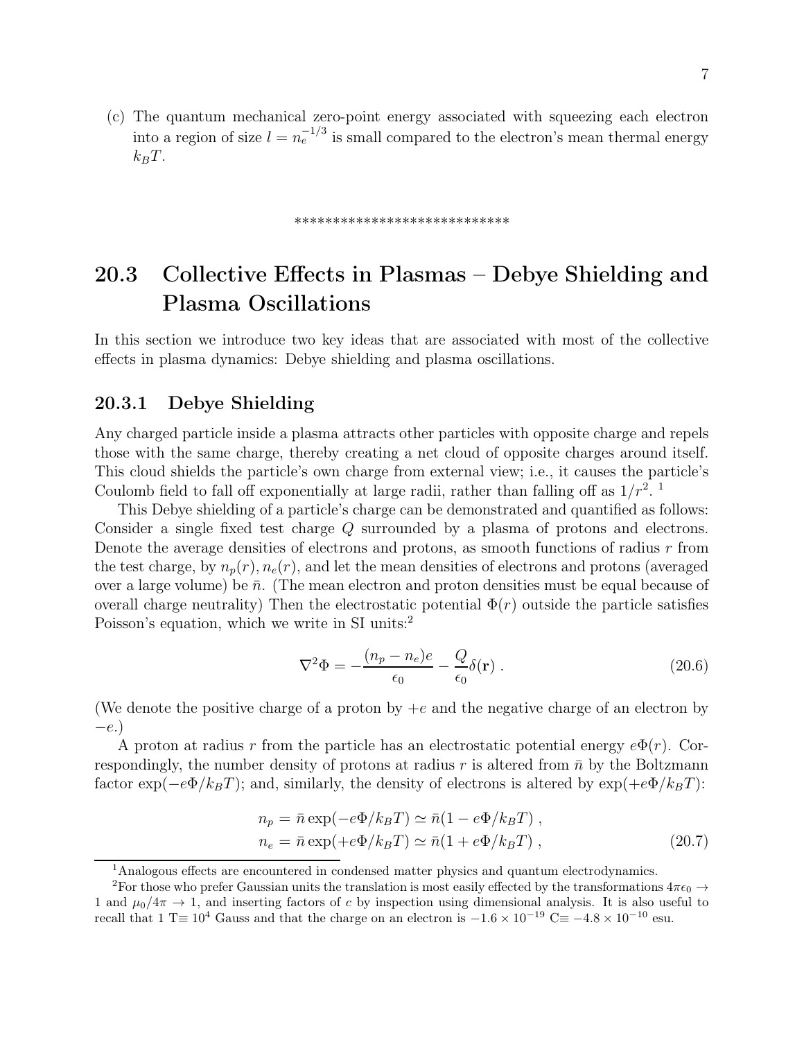(c) The quantum mechanical zero-point energy associated with squeezing each electron into a region of size $l = n_e^{-1/3}$ is small compared to the electron's mean thermal energy $k_B T$.

****************************

## 20.3 Collective Effects in Plasmas – Debye Shielding and Plasma Oscillations

In this section we introduce two key ideas that are associated with most of the collective effects in plasma dynamics: Debye shielding and plasma oscillations.

### 20.3.1 Debye Shielding

Any charged particle inside a plasma attracts other particles with opposite charge and repels those with the same charge, thereby creating a net cloud of opposite charges around itself. This cloud shields the particle's own charge from external view; i.e., it causes the particle's Coulomb field to fall off exponentially at large radii, rather than falling off as $1/r^2$. [1]

This Debye shielding of a particle's charge can be demonstrated and quantified as follows: Consider a single fixed test charge $Q$ surrounded by a plasma of protons and electrons. Denote the average densities of electrons and protons, as smooth functions of radius $r$ from the test charge, by $n_p(r), n_e(r)$, and let the mean densities of electrons and protons (averaged over a large volume) be $\bar{n}$. (The mean electron and proton densities must be equal because of overall charge neutrality) Then the electrostatic potential $\Phi(r)$ outside the particle satisfies Poisson's equation, which we write in SI units:[2]

$$\nabla^2 \Phi = -\frac{(n_p - n_e)e}{\epsilon_0} - \frac{Q}{\epsilon_0}\delta(\mathbf{r}) \, . \tag{20.6}$$

(We denote the positive charge of a proton by $+e$ and the negative charge of an electron by $-e$.)

A proton at radius $r$ from the particle has an electrostatic potential energy $e\Phi(r)$. Correspondingly, the number density of protons at radius $r$ is altered from $\bar{n}$ by the Boltzmann factor $\exp(-e\Phi/k_B T)$; and, similarly, the density of electrons is altered by $\exp(+e\Phi/k_B T)$:

$$\begin{aligned} n_p &= \bar{n}\exp(-e\Phi/k_B T) \simeq \bar{n}(1 - e\Phi/k_B T) \, , \\ n_e &= \bar{n}\exp(+e\Phi/k_B T) \simeq \bar{n}(1 + e\Phi/k_B T) \, , \end{aligned} \tag{20.7}$$

[1] Analogous effects are encountered in condensed matter physics and quantum electrodynamics.

[2] For those who prefer Gaussian units the translation is most easily effected by the transformations $4\pi\epsilon_0 \to 1$ and $\mu_0/4\pi \to 1$, and inserting factors of $c$ by inspection using dimensional analysis. It is also useful to recall that 1 T$\equiv 10^4$ Gauss and that the charge on an electron is $-1.6 \times 10^{-19}$ C$\equiv -4.8 \times 10^{-10}$ esu.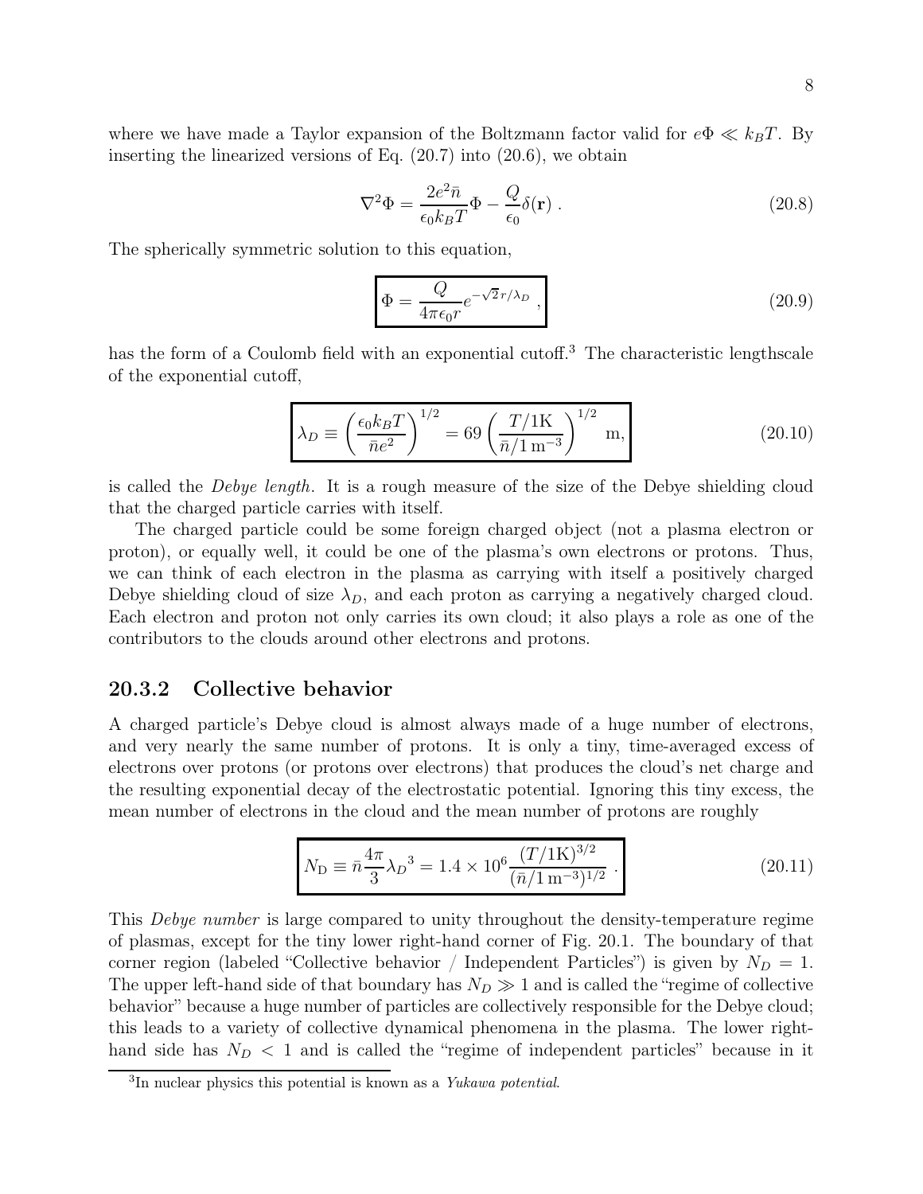where we have made a Taylor expansion of the Boltzmann factor valid for $e\Phi \ll k_B T$. By inserting the linearized versions of Eq. (20.7) into (20.6), we obtain

$$\nabla^2 \Phi = \frac{2e^2 \bar{n}}{\epsilon_0 k_B T} \Phi - \frac{Q}{\epsilon_0} \delta(\mathbf{r}) \, . \tag{20.8}$$

The spherically symmetric solution to this equation,

$$\boxed{\Phi = \frac{Q}{4\pi\epsilon_0 r} e^{-\sqrt{2}\, r/\lambda_D} \, ,} \tag{20.9}$$

has the form of a Coulomb field with an exponential cutoff.[3] The characteristic lengthscale of the exponential cutoff,

$$\boxed{\lambda_D \equiv \left( \frac{\epsilon_0 k_B T}{\bar{n} e^2} \right)^{1/2} = 69 \left( \frac{T/1\text{K}}{\bar{n}/1\,\text{m}^{-3}} \right)^{1/2} \text{ m},} \tag{20.10}$$

is called the *Debye length*. It is a rough measure of the size of the Debye shielding cloud that the charged particle carries with itself.

The charged particle could be some foreign charged object (not a plasma electron or proton), or equally well, it could be one of the plasma's own electrons or protons. Thus, we can think of each electron in the plasma as carrying with itself a positively charged Debye shielding cloud of size $\lambda_D$, and each proton as carrying a negatively charged cloud. Each electron and proton not only carries its own cloud; it also plays a role as one of the contributors to the clouds around other electrons and protons.

## 20.3.2 Collective behavior

A charged particle's Debye cloud is almost always made of a huge number of electrons, and very nearly the same number of protons. It is only a tiny, time-averaged excess of electrons over protons (or protons over electrons) that produces the cloud's net charge and the resulting exponential decay of the electrostatic potential. Ignoring this tiny excess, the mean number of electrons in the cloud and the mean number of protons are roughly

$$\boxed{N_{\text{D}} \equiv \bar{n} \frac{4\pi}{3} {\lambda_D}^3 = 1.4 \times 10^6 \frac{(T/1\text{K})^{3/2}}{(\bar{n}/1\,\text{m}^{-3})^{1/2}} \, .} \tag{20.11}$$

This *Debye number* is large compared to unity throughout the density-temperature regime of plasmas, except for the tiny lower right-hand corner of Fig. 20.1. The boundary of that corner region (labeled "Collective behavior / Independent Particles") is given by $N_D = 1$. The upper left-hand side of that boundary has $N_D \gg 1$ and is called the "regime of collective behavior" because a huge number of particles are collectively responsible for the Debye cloud; this leads to a variety of collective dynamical phenomena in the plasma. The lower right-hand side has $N_D < 1$ and is called the "regime of independent particles" because in it

[3] In nuclear physics this potential is known as a *Yukawa potential*.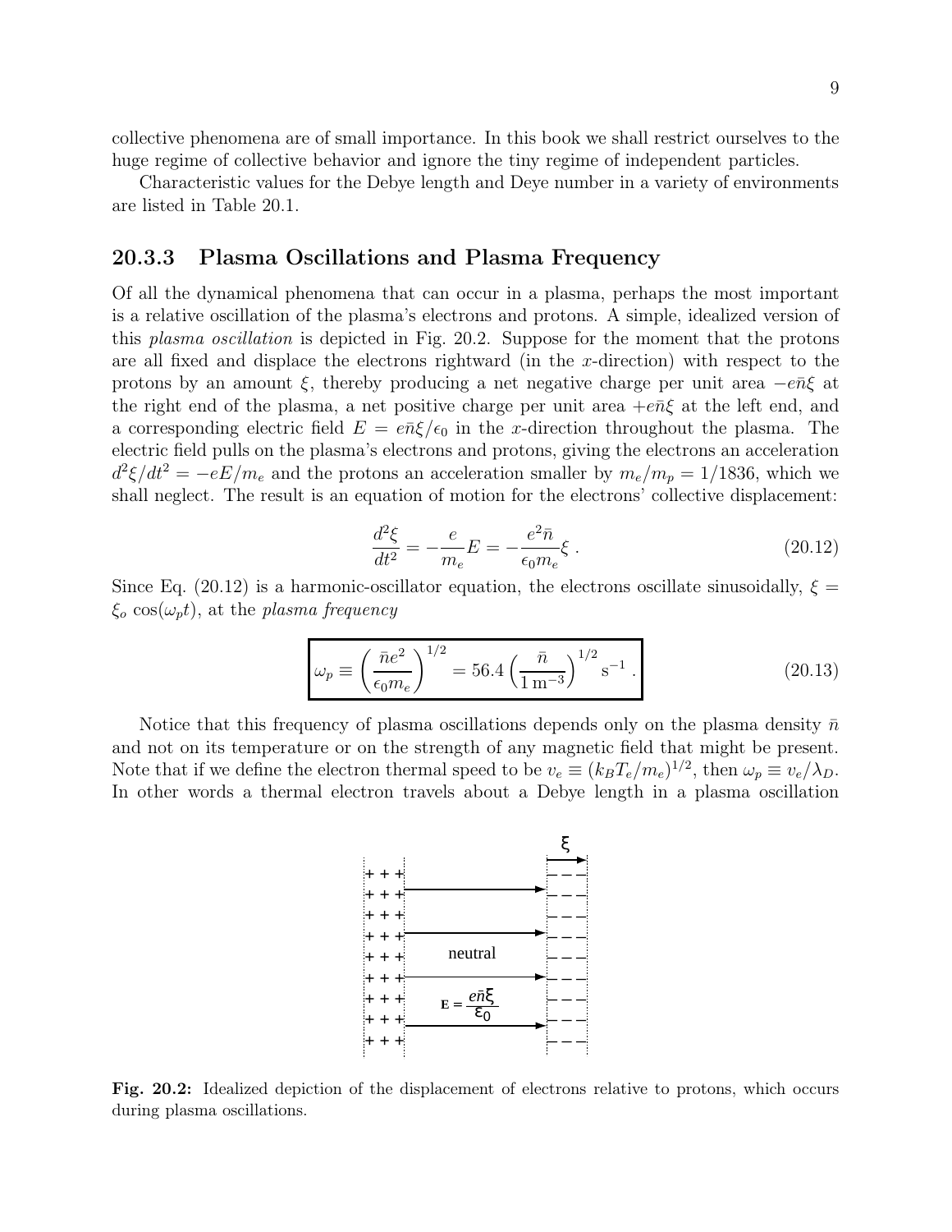collective phenomena are of small importance. In this book we shall restrict ourselves to the huge regime of collective behavior and ignore the tiny regime of independent particles.

Characteristic values for the Debye length and Deye number in a variety of environments are listed in Table 20.1.

### 20.3.3 Plasma Oscillations and Plasma Frequency

Of all the dynamical phenomena that can occur in a plasma, perhaps the most important is a relative oscillation of the plasma's electrons and protons. A simple, idealized version of this *plasma oscillation* is depicted in Fig. 20.2. Suppose for the moment that the protons are all fixed and displace the electrons rightward (in the $x$-direction) with respect to the protons by an amount $\xi$, thereby producing a net negative charge per unit area $-e\bar{n}\xi$ at the right end of the plasma, a net positive charge per unit area $+e\bar{n}\xi$ at the left end, and a corresponding electric field $E = e\bar{n}\xi/\epsilon_0$ in the $x$-direction throughout the plasma. The electric field pulls on the plasma's electrons and protons, giving the electrons an acceleration $d^2\xi/dt^2 = -eE/m_e$ and the protons an acceleration smaller by $m_e/m_p = 1/1836$, which we shall neglect. The result is an equation of motion for the electrons' collective displacement:

$$\frac{d^2\xi}{dt^2} = -\frac{e}{m_e}E = -\frac{e^2\bar{n}}{\epsilon_0 m_e}\xi \; . \tag{20.12}$$

Since Eq. (20.12) is a harmonic-oscillator equation, the electrons oscillate sinusoidally, $\xi = \xi_o \cos(\omega_p t)$, at the *plasma frequency*

$$\boxed{\omega_p \equiv \left(\frac{\bar{n}e^2}{\epsilon_0 m_e}\right)^{1/2} = 56.4\left(\frac{\bar{n}}{1\,\mathrm{m}^{-3}}\right)^{1/2}\mathrm{s}^{-1} \, .} \tag{20.13}$$

Notice that this frequency of plasma oscillations depends only on the plasma density $\bar{n}$ and not on its temperature or on the strength of any magnetic field that might be present. Note that if we define the electron thermal speed to be $v_e \equiv (k_B T_e/m_e)^{1/2}$, then $\omega_p \equiv v_e/\lambda_D$. In other words a thermal electron travels about a Debye length in a plasma oscillation

**Fig. 20.2:** Idealized depiction of the displacement of electrons relative to protons, which occurs during plasma oscillations.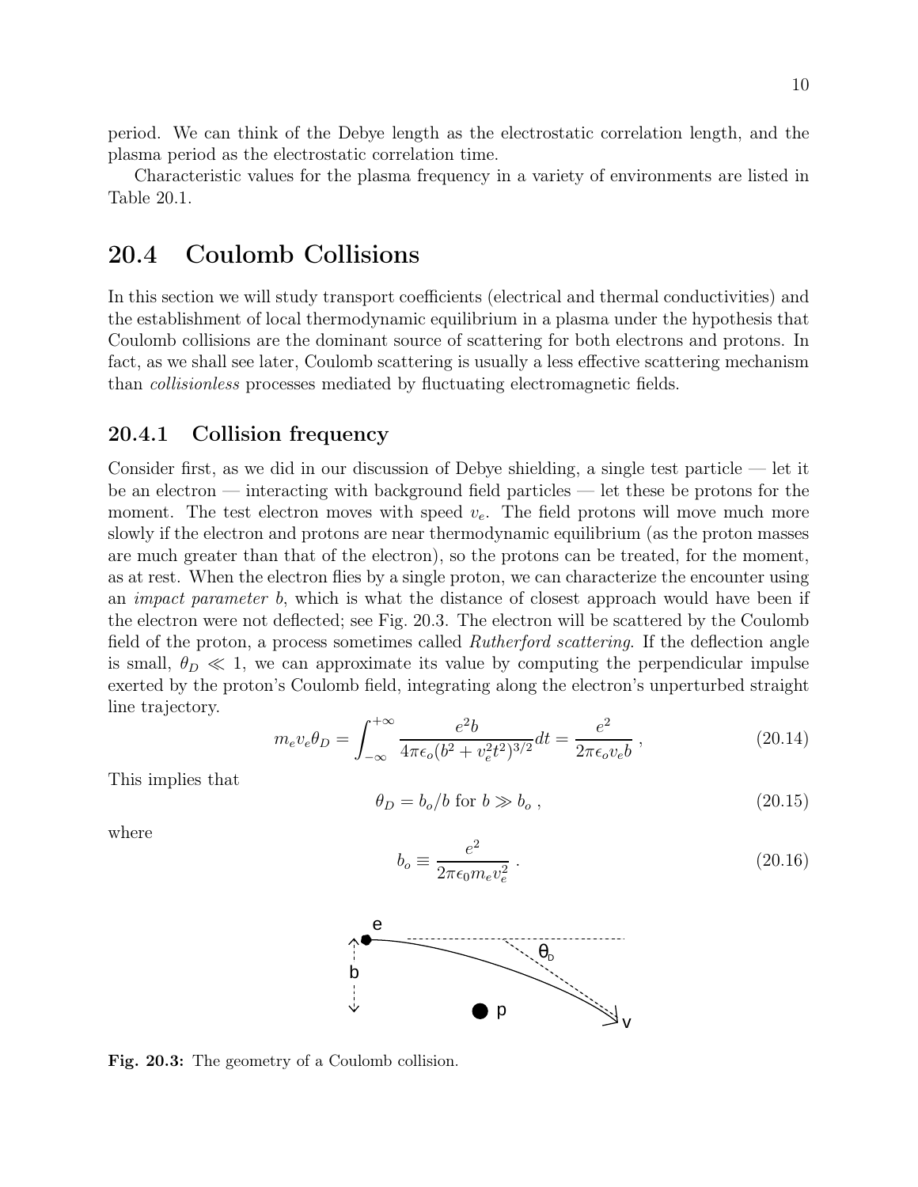period. We can think of the Debye length as the electrostatic correlation length, and the plasma period as the electrostatic correlation time.

Characteristic values for the plasma frequency in a variety of environments are listed in Table 20.1.

## 20.4 Coulomb Collisions

In this section we will study transport coefficients (electrical and thermal conductivities) and the establishment of local thermodynamic equilibrium in a plasma under the hypothesis that Coulomb collisions are the dominant source of scattering for both electrons and protons. In fact, as we shall see later, Coulomb scattering is usually a less effective scattering mechanism than *collisionless* processes mediated by fluctuating electromagnetic fields.

### 20.4.1 Collision frequency

Consider first, as we did in our discussion of Debye shielding, a single test particle — let it be an electron — interacting with background field particles — let these be protons for the moment. The test electron moves with speed $v_e$. The field protons will move much more slowly if the electron and protons are near thermodynamic equilibrium (as the proton masses are much greater than that of the electron), so the protons can be treated, for the moment, as at rest. When the electron flies by a single proton, we can characterize the encounter using an *impact parameter* $b$, which is what the distance of closest approach would have been if the electron were not deflected; see Fig. 20.3. The electron will be scattered by the Coulomb field of the proton, a process sometimes called *Rutherford scattering*. If the deflection angle is small, $\theta_D \ll 1$, we can approximate its value by computing the perpendicular impulse exerted by the proton's Coulomb field, integrating along the electron's unperturbed straight line trajectory.

$$m_e v_e \theta_D = \int_{-\infty}^{+\infty} \frac{e^2 b}{4\pi\epsilon_o (b^2 + v_e^2 t^2)^{3/2}} dt = \frac{e^2}{2\pi\epsilon_o v_e b} , \tag{20.14}$$

This implies that

$$\theta_D = b_o/b \text{ for } b \gg b_o , \tag{20.15}$$

where

$$b_o \equiv \frac{e^2}{2\pi\epsilon_0 m_e v_e^2} . \tag{20.16}$$

**Fig. 20.3:** The geometry of a Coulomb collision.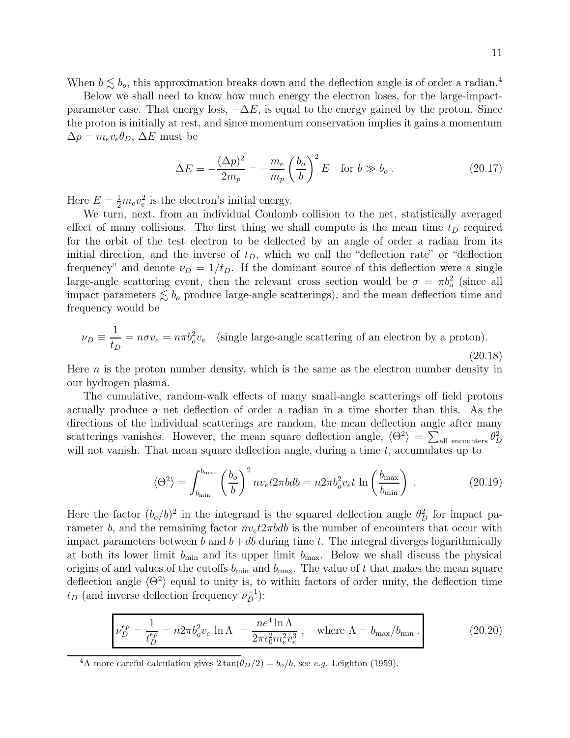When $b \lesssim b_o$, this approximation breaks down and the deflection angle is of order a radian.[4]

Below we shall need to know how much energy the electron loses, for the large-impact-parameter case. That energy loss, $-\Delta E$, is equal to the energy gained by the proton. Since the proton is initially at rest, and since momentum conservation implies it gains a momentum $\Delta p = m_e v_e \theta_D$, $\Delta E$ must be

$$\Delta E = -\frac{(\Delta p)^2}{2m_p} = -\frac{m_e}{m_p}\left(\frac{b_o}{b}\right)^2 E \quad \text{for } b \gg b_o \, . \tag{20.17}$$

Here $E = \frac{1}{2}m_e v_e^2$ is the electron's initial energy.

We turn, next, from an individual Coulomb collision to the net, statistically averaged effect of many collisions. The first thing we shall compute is the mean time $t_D$ required for the orbit of the test electron to be deflected by an angle of order a radian from its initial direction, and the inverse of $t_D$, which we call the "deflection rate" or "deflection frequency" and denote $\nu_D = 1/t_D$. If the dominant source of this deflection were a single large-angle scattering event, then the relevant cross section would be $\sigma = \pi b_o^2$ (since all impact parameters $\lesssim b_o$ produce large-angle scatterings), and the mean deflection time and frequency would be

$$\nu_D \equiv \frac{1}{t_D} = n\sigma v_e = n\pi b_o^2 v_e \quad \text{(single large-angle scattering of an electron by a proton).} \tag{20.18}$$

Here $n$ is the proton number density, which is the same as the electron number density in our hydrogen plasma.

The cumulative, random-walk effects of many small-angle scatterings off field protons actually produce a net deflection of order a radian in a time shorter than this. As the directions of the individual scatterings are random, the mean deflection angle after many scatterings vanishes. However, the mean square deflection angle, $\langle \Theta^2 \rangle = \sum_{\text{all encounters}} \theta_D^2$ will not vanish. That mean square deflection angle, during a time $t$, accumulates up to

$$\langle \Theta^2 \rangle = \int_{b_{\min}}^{b_{\max}} \left(\frac{b_o}{b}\right)^2 n v_e t 2\pi b db = n 2\pi b_o^2 v_e t \, \ln\left(\frac{b_{\max}}{b_{\min}}\right) \, . \tag{20.19}$$

Here the factor $(b_o/b)^2$ in the integrand is the squared deflection angle $\theta_D^2$ for impact parameter $b$, and the remaining factor $n v_e t 2\pi b db$ is the number of encounters that occur with impact parameters between $b$ and $b + db$ during time $t$. The integral diverges logarithmically at both its lower limit $b_{\min}$ and its upper limit $b_{\max}$. Below we shall discuss the physical origins of and values of the cutoffs $b_{\min}$ and $b_{\max}$. The value of $t$ that makes the mean square deflection angle $\langle \Theta^2 \rangle$ equal to unity is, to within factors of order unity, the deflection time $t_D$ (and inverse deflection frequency $\nu_D^{-1}$):

$$\boxed{\nu_D^{ep} = \frac{1}{t_D^{ep}} = n 2\pi b_o^2 v_e \, \ln\Lambda \; = \frac{ne^4 \ln\Lambda}{2\pi\epsilon_0^2 m_e^2 v_e^3} \, , \quad \text{where } \Lambda = b_{\max}/b_{\min} \, .} \tag{20.20}$$

[4] A more careful calculation gives $2\tan(\theta_D/2) = b_o/b$, see *e.g.* Leighton (1959).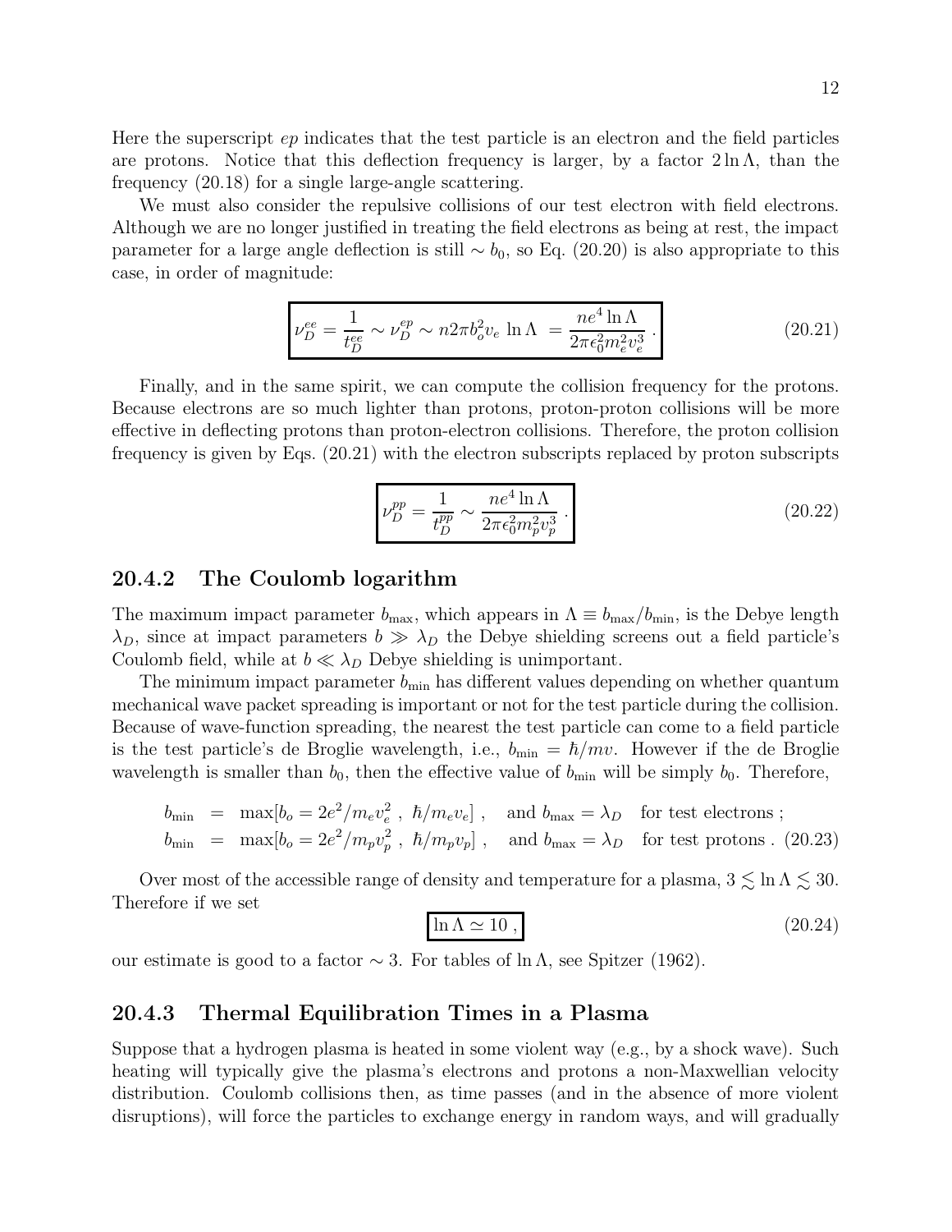Here the superscript $ep$ indicates that the test particle is an electron and the field particles are protons. Notice that this deflection frequency is larger, by a factor $2\ln\Lambda$, than the frequency (20.18) for a single large-angle scattering.

We must also consider the repulsive collisions of our test electron with field electrons. Although we are no longer justified in treating the field electrons as being at rest, the impact parameter for a large angle deflection is still $\sim b_0$, so Eq. (20.20) is also appropriate to this case, in order of magnitude:

$$\boxed{\nu_D^{ee} = \frac{1}{t_D^{ee}} \sim \nu_D^{ep} \sim n 2\pi b_o^2 v_e \, \ln\Lambda \; = \frac{n e^4 \ln\Lambda}{2\pi\epsilon_0^2 m_e^2 v_e^3} \, .} \tag{20.21}$$

Finally, and in the same spirit, we can compute the collision frequency for the protons. Because electrons are so much lighter than protons, proton-proton collisions will be more effective in deflecting protons than proton-electron collisions. Therefore, the proton collision frequency is given by Eqs. (20.21) with the electron subscripts replaced by proton subscripts

$$\boxed{\nu_D^{pp} = \frac{1}{t_D^{pp}} \sim \frac{n e^4 \ln\Lambda}{2\pi\epsilon_0^2 m_p^2 v_p^3} \, .} \tag{20.22}$$

### 20.4.2 The Coulomb logarithm

The maximum impact parameter $b_{\rm max}$, which appears in $\Lambda \equiv b_{\rm max}/b_{\rm min}$, is the Debye length $\lambda_D$, since at impact parameters $b \gg \lambda_D$ the Debye shielding screens out a field particle's Coulomb field, while at $b \ll \lambda_D$ Debye shielding is unimportant.

The minimum impact parameter $b_{\rm min}$ has different values depending on whether quantum mechanical wave packet spreading is important or not for the test particle during the collision. Because of wave-function spreading, the nearest the test particle can come to a field particle is the test particle's de Broglie wavelength, i.e., $b_{\rm min} = \hbar/mv$. However if the de Broglie wavelength is smaller than $b_0$, then the effective value of $b_{\rm min}$ will be simply $b_0$. Therefore,

$$\begin{aligned} b_{\rm min} &= \max[b_o = 2e^2/m_e v_e^2 \; , \; \hbar/m_e v_e] \; , \quad \text{and } b_{\rm max} = \lambda_D \quad \text{for test electrons} \; ; \\ b_{\rm min} &= \max[b_o = 2e^2/m_p v_p^2 \; , \; \hbar/m_p v_p] \; , \quad \text{and } b_{\rm max} = \lambda_D \quad \text{for test protons} \; . \end{aligned} \tag{20.23}$$

Over most of the accessible range of density and temperature for a plasma, $3 \lesssim \ln\Lambda \lesssim 30$. Therefore if we set

$$\boxed{\ln\Lambda \simeq 10 \, ,} \tag{20.24}$$

our estimate is good to a factor $\sim 3$. For tables of $\ln\Lambda$, see Spitzer (1962).

### 20.4.3 Thermal Equilibration Times in a Plasma

Suppose that a hydrogen plasma is heated in some violent way (e.g., by a shock wave). Such heating will typically give the plasma's electrons and protons a non-Maxwellian velocity distribution. Coulomb collisions then, as time passes (and in the absence of more violent disruptions), will force the particles to exchange energy in random ways, and will gradually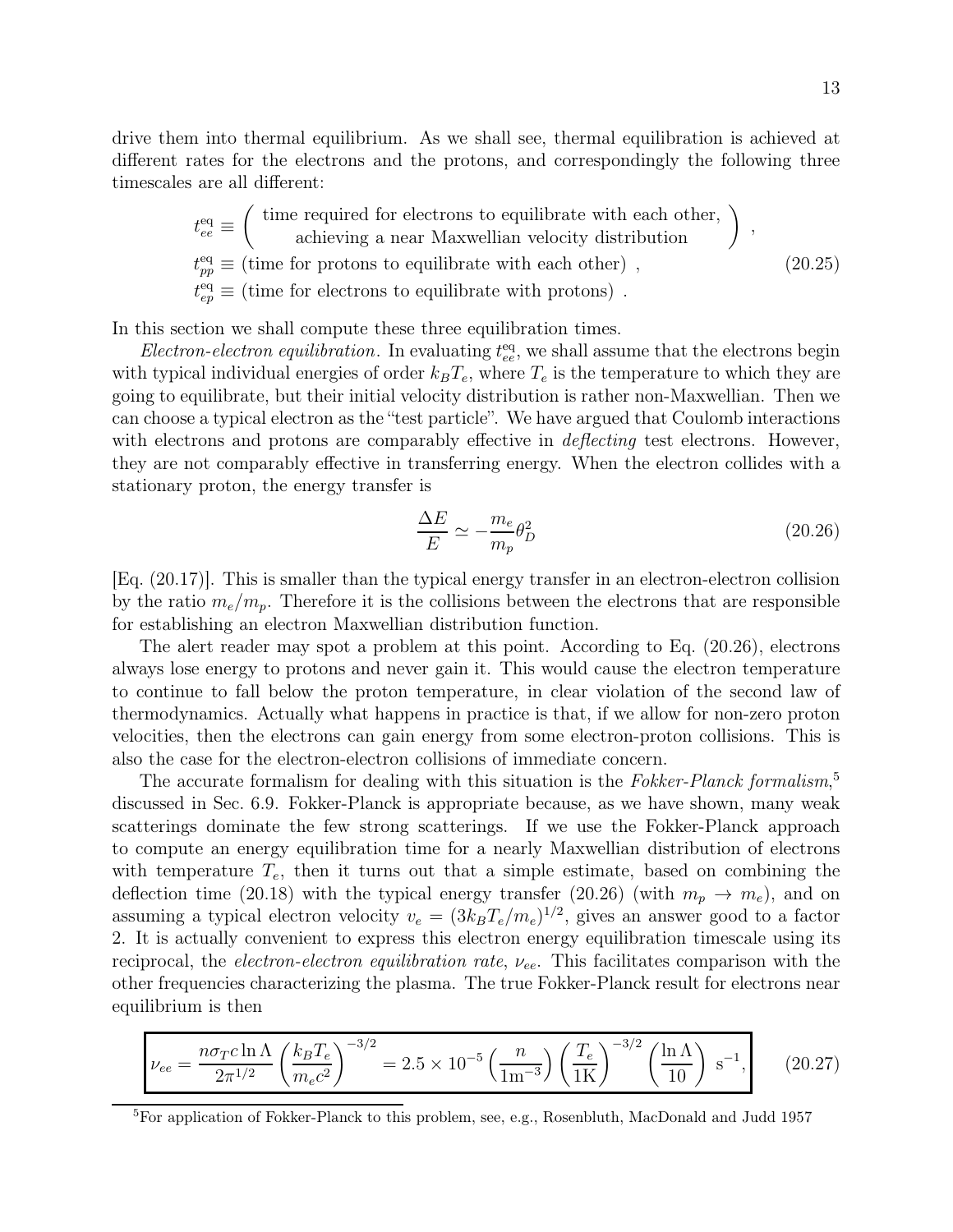drive them into thermal equilibrium. As we shall see, thermal equilibration is achieved at different rates for the electrons and the protons, and correspondingly the following three timescales are all different:

$$
\begin{aligned}
t_{ee}^{\rm eq} &\equiv \left( \begin{array}{c} \text{time required for electrons to equilibrate with each other,} \\ \text{achieving a near Maxwellian velocity distribution} \end{array} \right) , \\
t_{pp}^{\rm eq} &\equiv (\text{time for protons to equilibrate with each other}) \ , \\
t_{ep}^{\rm eq} &\equiv (\text{time for electrons to equilibrate with protons}) \ .
\end{aligned}
\tag{20.25}
$$

In this section we shall compute these three equilibration times.

*Electron-electron equilibration*. In evaluating $t_{ee}^{\rm eq}$, we shall assume that the electrons begin with typical individual energies of order $k_B T_e$, where $T_e$ is the temperature to which they are going to equilibrate, but their initial velocity distribution is rather non-Maxwellian. Then we can choose a typical electron as the "test particle". We have argued that Coulomb interactions with electrons and protons are comparably effective in *deflecting* test electrons. However, they are not comparably effective in transferring energy. When the electron collides with a stationary proton, the energy transfer is

$$
\frac{\Delta E}{E} \simeq -\frac{m_e}{m_p}\theta_D^2 \tag{20.26}
$$

[Eq. (20.17)]. This is smaller than the typical energy transfer in an electron-electron collision by the ratio $m_e/m_p$. Therefore it is the collisions between the electrons that are responsible for establishing an electron Maxwellian distribution function.

The alert reader may spot a problem at this point. According to Eq. (20.26), electrons always lose energy to protons and never gain it. This would cause the electron temperature to continue to fall below the proton temperature, in clear violation of the second law of thermodynamics. Actually what happens in practice is that, if we allow for non-zero proton velocities, then the electrons can gain energy from some electron-proton collisions. This is also the case for the electron-electron collisions of immediate concern.

The accurate formalism for dealing with this situation is the *Fokker-Planck formalism*,[5] discussed in Sec. 6.9. Fokker-Planck is appropriate because, as we have shown, many weak scatterings dominate the few strong scatterings. If we use the Fokker-Planck approach to compute an energy equilibration time for a nearly Maxwellian distribution of electrons with temperature $T_e$, then it turns out that a simple estimate, based on combining the deflection time (20.18) with the typical energy transfer (20.26) (with $m_p \to m_e$), and on assuming a typical electron velocity $v_e = (3k_B T_e/m_e)^{1/2}$, gives an answer good to a factor 2. It is actually convenient to express this electron energy equilibration timescale using its reciprocal, the *electron-electron equilibration rate*, $\nu_{ee}$. This facilitates comparison with the other frequencies characterizing the plasma. The true Fokker-Planck result for electrons near equilibrium is then

$$
\boxed{\nu_{ee} = \frac{n\sigma_T c \ln\Lambda}{2\pi^{1/2}}\left(\frac{k_B T_e}{m_e c^2}\right)^{-3/2} = 2.5\times 10^{-5}\left(\frac{n}{1\mathrm{m}^{-3}}\right)\left(\frac{T_e}{1\mathrm{K}}\right)^{-3/2}\left(\frac{\ln\Lambda}{10}\right)\ \mathrm{s}^{-1},} \tag{20.27}
$$

[5] For application of Fokker-Planck to this problem, see, e.g., Rosenbluth, MacDonald and Judd 1957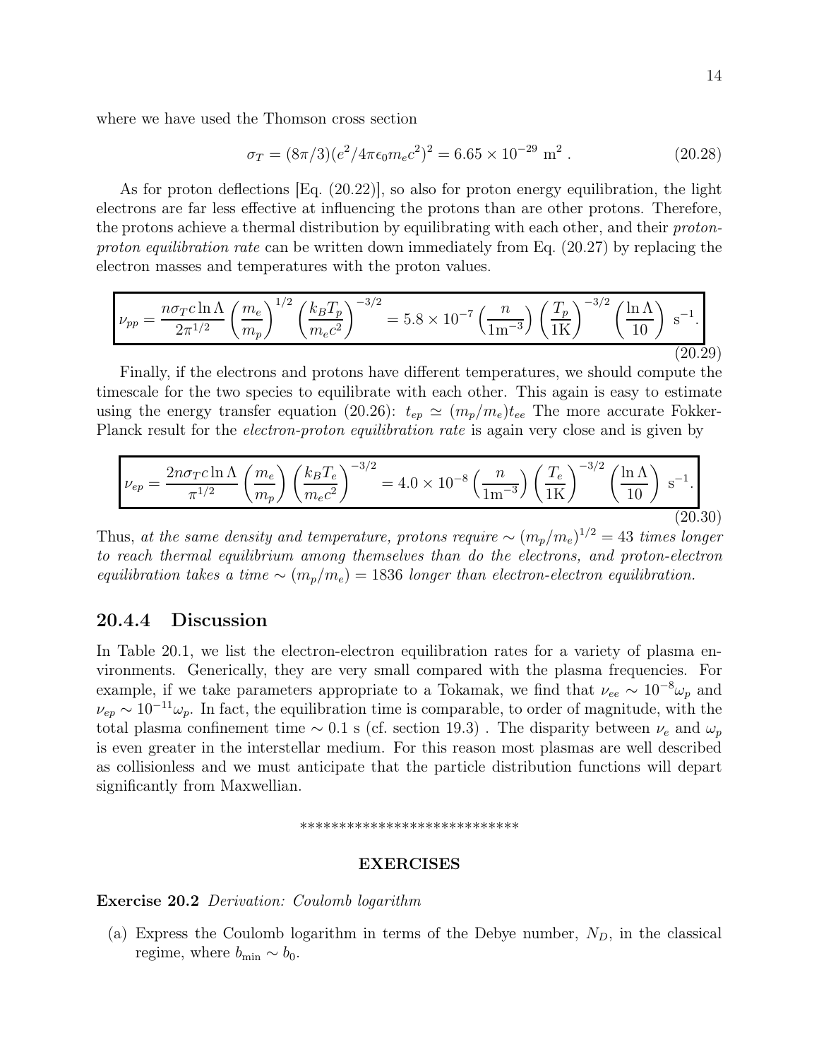where we have used the Thomson cross section

$$\sigma_T = (8\pi/3)(e^2/4\pi\epsilon_0 m_e c^2)^2 = 6.65 \times 10^{-29} \text{ m}^2 . \tag{20.28}$$

As for proton deflections [Eq. (20.22)], so also for proton energy equilibration, the light electrons are far less effective at influencing the protons than are other protons. Therefore, the protons achieve a thermal distribution by equilibrating with each other, and their *proton-proton equilibration rate* can be written down immediately from Eq. (20.27) by replacing the electron masses and temperatures with the proton values.

$$\boxed{\nu_{pp} = \frac{n\sigma_T c \ln\Lambda}{2\pi^{1/2}} \left(\frac{m_e}{m_p}\right)^{1/2} \left(\frac{k_B T_p}{m_e c^2}\right)^{-3/2} = 5.8 \times 10^{-7} \left(\frac{n}{1\text{m}^{-3}}\right) \left(\frac{T_p}{1\text{K}}\right)^{-3/2} \left(\frac{\ln\Lambda}{10}\right) \text{ s}^{-1}.} \tag{20.29}$$

Finally, if the electrons and protons have different temperatures, we should compute the timescale for the two species to equilibrate with each other. This again is easy to estimate using the energy transfer equation (20.26): $t_{ep} \simeq (m_p/m_e)t_{ee}$ The more accurate Fokker-Planck result for the *electron-proton equilibration rate* is again very close and is given by

$$\boxed{\nu_{ep} = \frac{2n\sigma_T c \ln\Lambda}{\pi^{1/2}} \left(\frac{m_e}{m_p}\right) \left(\frac{k_B T_e}{m_e c^2}\right)^{-3/2} = 4.0 \times 10^{-8} \left(\frac{n}{1\text{m}^{-3}}\right) \left(\frac{T_e}{1\text{K}}\right)^{-3/2} \left(\frac{\ln\Lambda}{10}\right) \text{ s}^{-1}.} \tag{20.30}$$

Thus, *at the same density and temperature, protons require* $\sim (m_p/m_e)^{1/2} = 43$ *times longer to reach thermal equilibrium among themselves than do the electrons, and proton-electron equilibration takes a time* $\sim (m_p/m_e) = 1836$ *longer than electron-electron equilibration.*

### 20.4.4 Discussion

In Table 20.1, we list the electron-electron equilibration rates for a variety of plasma environments. Generically, they are very small compared with the plasma frequencies. For example, if we take parameters appropriate to a Tokamak, we find that $\nu_{ee} \sim 10^{-8}\omega_p$ and $\nu_{ep} \sim 10^{-11}\omega_p$. In fact, the equilibration time is comparable, to order of magnitude, with the total plasma confinement time $\sim 0.1$ s (cf. section 19.3) . The disparity between $\nu_e$ and $\omega_p$ is even greater in the interstellar medium. For this reason most plasmas are well described as collisionless and we must anticipate that the particle distribution functions will depart significantly from Maxwellian.

****************************

**EXERCISES**

**Exercise 20.2** *Derivation: Coulomb logarithm*

(a) Express the Coulomb logarithm in terms of the Debye number, $N_D$, in the classical regime, where $b_{\min} \sim b_0$.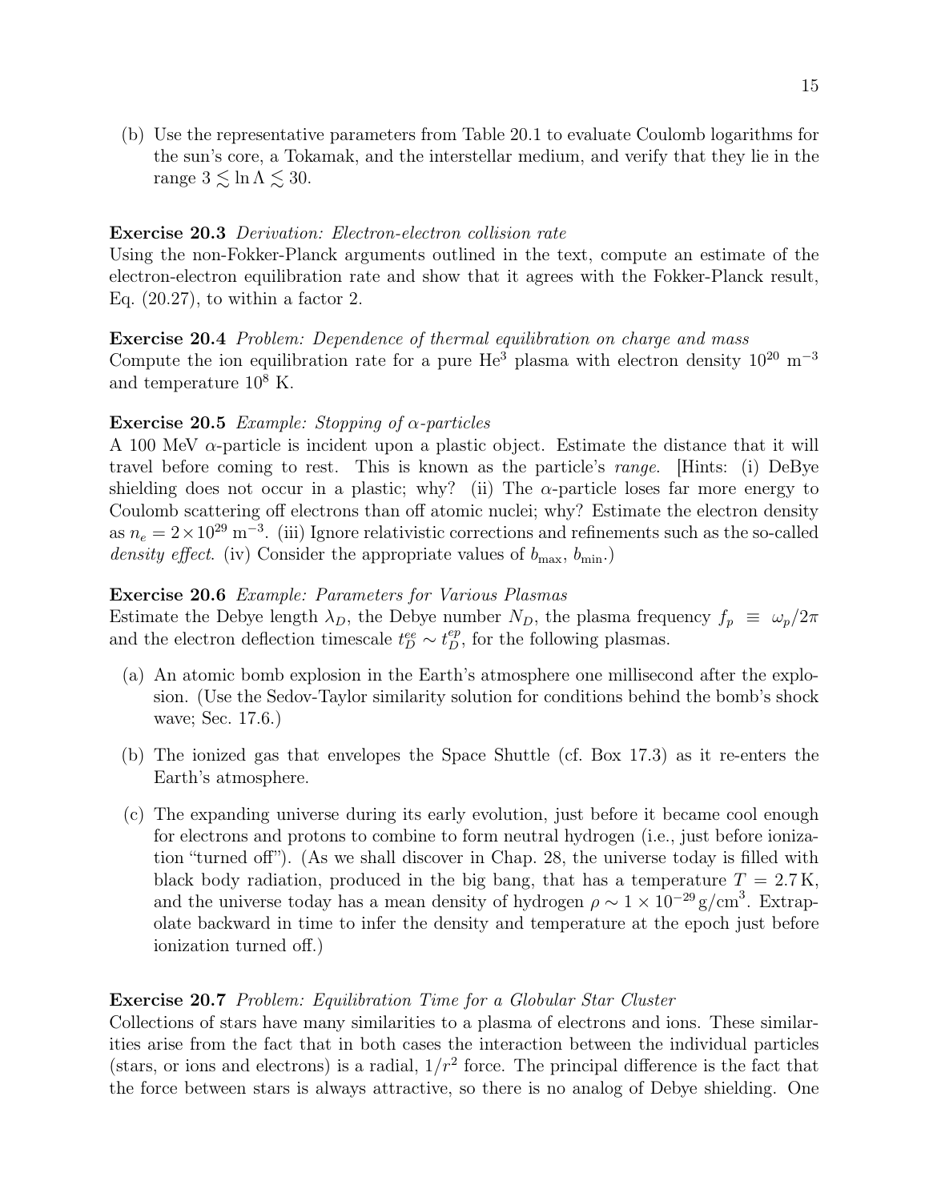(b) Use the representative parameters from Table 20.1 to evaluate Coulomb logarithms for the sun's core, a Tokamak, and the interstellar medium, and verify that they lie in the range $3 \lesssim \ln \Lambda \lesssim 30$.

**Exercise 20.3** *Derivation: Electron-electron collision rate*
Using the non-Fokker-Planck arguments outlined in the text, compute an estimate of the electron-electron equilibration rate and show that it agrees with the Fokker-Planck result, Eq. (20.27), to within a factor 2.

**Exercise 20.4** *Problem: Dependence of thermal equilibration on charge and mass*
Compute the ion equilibration rate for a pure $He^3$ plasma with electron density $10^{20}$ m$^{-3}$ and temperature $10^8$ K.

**Exercise 20.5** *Example: Stopping of $\alpha$-particles*
A 100 MeV $\alpha$-particle is incident upon a plastic object. Estimate the distance that it will travel before coming to rest. This is known as the particle's *range*. [Hints: (i) DeBye shielding does not occur in a plastic; why? (ii) The $\alpha$-particle loses far more energy to Coulomb scattering off electrons than off atomic nuclei; why? Estimate the electron density as $n_e = 2 \times 10^{29}$ m$^{-3}$. (iii) Ignore relativistic corrections and refinements such as the so-called *density effect*. (iv) Consider the appropriate values of $b_{\max}$, $b_{\min}$.)

**Exercise 20.6** *Example: Parameters for Various Plasmas*
Estimate the Debye length $\lambda_D$, the Debye number $N_D$, the plasma frequency $f_p \equiv \omega_p/2\pi$ and the electron deflection timescale $t_D^{ee} \sim t_D^{ep}$, for the following plasmas.

(a) An atomic bomb explosion in the Earth's atmosphere one millisecond after the explosion. (Use the Sedov-Taylor similarity solution for conditions behind the bomb's shock wave; Sec. 17.6.)

(b) The ionized gas that envelopes the Space Shuttle (cf. Box 17.3) as it re-enters the Earth's atmosphere.

(c) The expanding universe during its early evolution, just before it became cool enough for electrons and protons to combine to form neutral hydrogen (i.e., just before ionization "turned off"). (As we shall discover in Chap. 28, the universe today is filled with black body radiation, produced in the big bang, that has a temperature $T = 2.7\,\mathrm{K}$, and the universe today has a mean density of hydrogen $\rho \sim 1 \times 10^{-29}\,\mathrm{g/cm}^3$. Extrapolate backward in time to infer the density and temperature at the epoch just before ionization turned off.)

**Exercise 20.7** *Problem: Equilibration Time for a Globular Star Cluster*
Collections of stars have many similarities to a plasma of electrons and ions. These similarities arise from the fact that in both cases the interaction between the individual particles (stars, or ions and electrons) is a radial, $1/r^2$ force. The principal difference is the fact that the force between stars is always attractive, so there is no analog of Debye shielding. One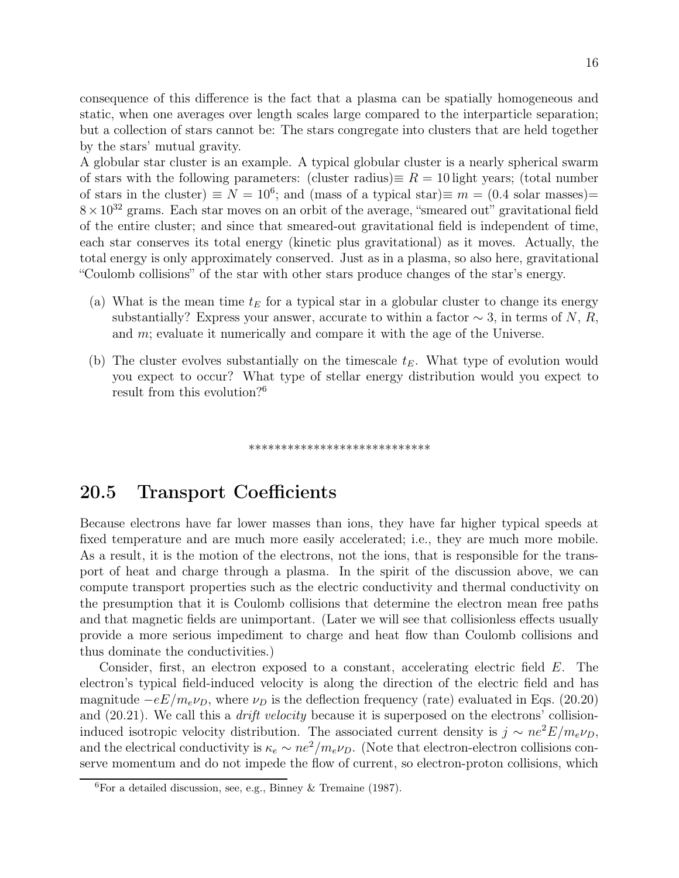consequence of this difference is the fact that a plasma can be spatially homogeneous and static, when one averages over length scales large compared to the interparticle separation; but a collection of stars cannot be: The stars congregate into clusters that are held together by the stars' mutual gravity.

A globular star cluster is an example. A typical globular cluster is a nearly spherical swarm of stars with the following parameters: (cluster radius)$\equiv R = 10$ light years; (total number of stars in the cluster) $\equiv N = 10^6$; and (mass of a typical star)$\equiv m =$ (0.4 solar masses)$=$ $8 \times 10^{32}$ grams. Each star moves on an orbit of the average, "smeared out" gravitational field of the entire cluster; and since that smeared-out gravitational field is independent of time, each star conserves its total energy (kinetic plus gravitational) as it moves. Actually, the total energy is only approximately conserved. Just as in a plasma, so also here, gravitational "Coulomb collisions" of the star with other stars produce changes of the star's energy.

(a) What is the mean time $t_E$ for a typical star in a globular cluster to change its energy substantially? Express your answer, accurate to within a factor $\sim 3$, in terms of $N$, $R$, and $m$; evaluate it numerically and compare it with the age of the Universe.

(b) The cluster evolves substantially on the timescale $t_E$. What type of evolution would you expect to occur? What type of stellar energy distribution would you expect to result from this evolution?[6]

****************************

## 20.5 Transport Coefficients

Because electrons have far lower masses than ions, they have far higher typical speeds at fixed temperature and are much more easily accelerated; i.e., they are much more mobile. As a result, it is the motion of the electrons, not the ions, that is responsible for the transport of heat and charge through a plasma. In the spirit of the discussion above, we can compute transport properties such as the electric conductivity and thermal conductivity on the presumption that it is Coulomb collisions that determine the electron mean free paths and that magnetic fields are unimportant. (Later we will see that collisionless effects usually provide a more serious impediment to charge and heat flow than Coulomb collisions and thus dominate the conductivities.)

Consider, first, an electron exposed to a constant, accelerating electric field $E$. The electron's typical field-induced velocity is along the direction of the electric field and has magnitude $-eE/m_e\nu_D$, where $\nu_D$ is the deflection frequency (rate) evaluated in Eqs. (20.20) and (20.21). We call this a *drift velocity* because it is superposed on the electrons' collision-induced isotropic velocity distribution. The associated current density is $j \sim ne^2E/m_e\nu_D$, and the electrical conductivity is $\kappa_e \sim ne^2/m_e\nu_D$. (Note that electron-electron collisions conserve momentum and do not impede the flow of current, so electron-proton collisions, which

[6] For a detailed discussion, see, e.g., Binney & Tremaine (1987).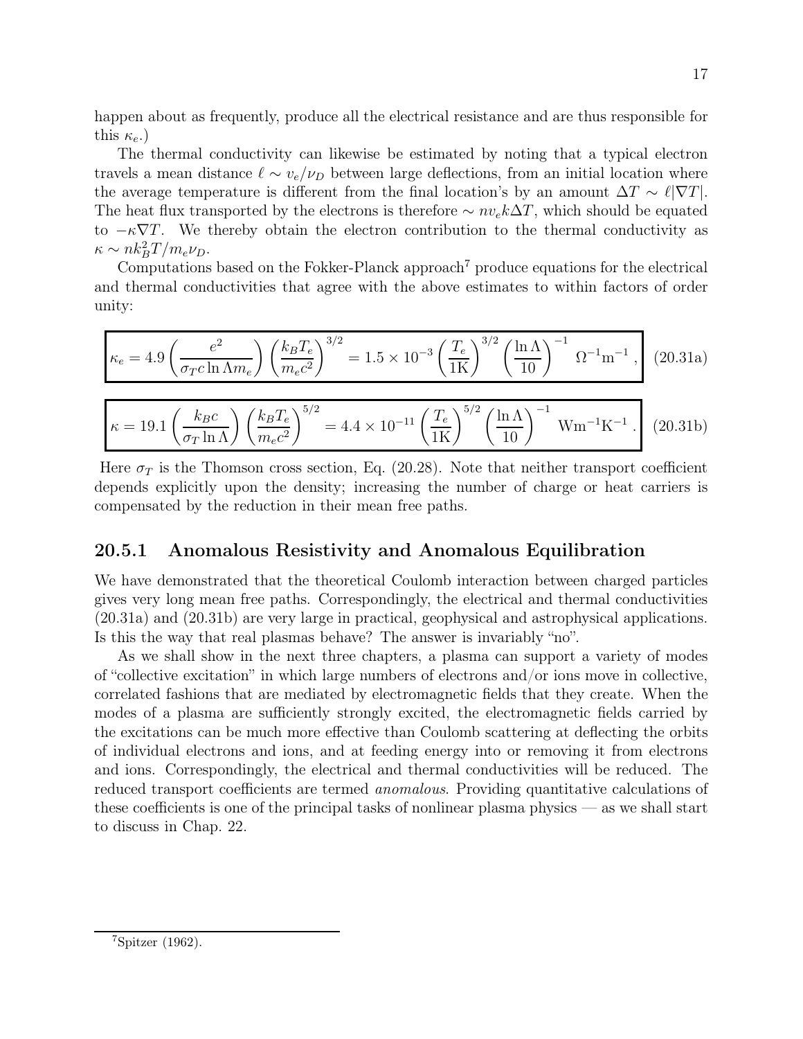happen about as frequently, produce all the electrical resistance and are thus responsible for this $\kappa_e$.)

The thermal conductivity can likewise be estimated by noting that a typical electron travels a mean distance $\ell \sim v_e/\nu_D$ between large deflections, from an initial location where the average temperature is different from the final location's by an amount $\Delta T \sim \ell|\nabla T|$. The heat flux transported by the electrons is therefore $\sim n v_e k \Delta T$, which should be equated to $-\kappa \nabla T$. We thereby obtain the electron contribution to the thermal conductivity as $\kappa \sim n k_B^2 T / m_e \nu_D$.

Computations based on the Fokker-Planck approach[7] produce equations for the electrical and thermal conductivities that agree with the above estimates to within factors of order unity:

$$\boxed{\kappa_e = 4.9 \left( \frac{e^2}{\sigma_T c \ln \Lambda m_e} \right) \left( \frac{k_B T_e}{m_e c^2} \right)^{3/2} = 1.5 \times 10^{-3} \left( \frac{T_e}{1\text{K}} \right)^{3/2} \left( \frac{\ln \Lambda}{10} \right)^{-1} \ \Omega^{-1}\text{m}^{-1} \,,} \tag{20.31a}$$

$$\boxed{\kappa = 19.1 \left( \frac{k_B c}{\sigma_T \ln \Lambda} \right) \left( \frac{k_B T_e}{m_e c^2} \right)^{5/2} = 4.4 \times 10^{-11} \left( \frac{T_e}{1\text{K}} \right)^{5/2} \left( \frac{\ln \Lambda}{10} \right)^{-1} \ \text{Wm}^{-1}\text{K}^{-1} \,.} \tag{20.31b}$$

Here $\sigma_T$ is the Thomson cross section, Eq. (20.28). Note that neither transport coefficient depends explicitly upon the density; increasing the number of charge or heat carriers is compensated by the reduction in their mean free paths.

### 20.5.1 Anomalous Resistivity and Anomalous Equilibration

We have demonstrated that the theoretical Coulomb interaction between charged particles gives very long mean free paths. Correspondingly, the electrical and thermal conductivities (20.31a) and (20.31b) are very large in practical, geophysical and astrophysical applications. Is this the way that real plasmas behave? The answer is invariably "no".

As we shall show in the next three chapters, a plasma can support a variety of modes of "collective excitation" in which large numbers of electrons and/or ions move in collective, correlated fashions that are mediated by electromagnetic fields that they create. When the modes of a plasma are sufficiently strongly excited, the electromagnetic fields carried by the excitations can be much more effective than Coulomb scattering at deflecting the orbits of individual electrons and ions, and at feeding energy into or removing it from electrons and ions. Correspondingly, the electrical and thermal conductivities will be reduced. The reduced transport coefficients are termed *anomalous*. Providing quantitative calculations of these coefficients is one of the principal tasks of nonlinear plasma physics — as we shall start to discuss in Chap. 22.

---

[7] Spitzer (1962).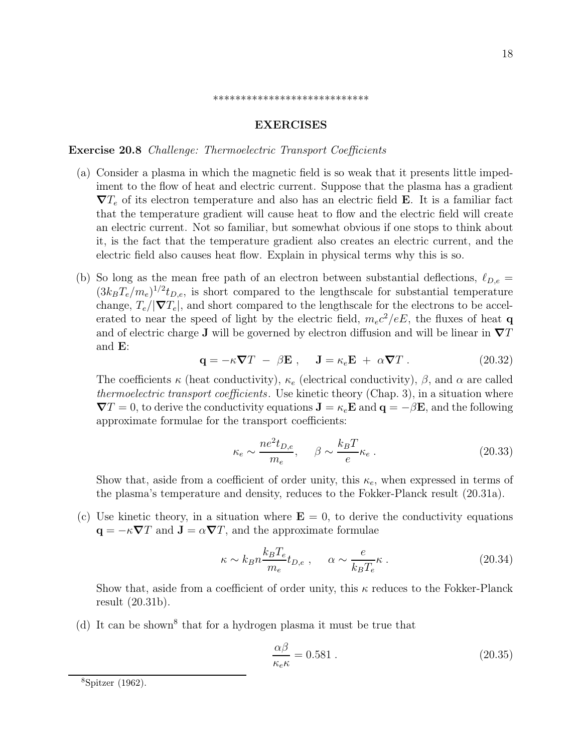****************************

## EXERCISES

**Exercise 20.8** *Challenge: Thermoelectric Transport Coefficients*

(a) Consider a plasma in which the magnetic field is so weak that it presents little impediment to the flow of heat and electric current. Suppose that the plasma has a gradient $\boldsymbol{\nabla} T_e$ of its electron temperature and also has an electric field $\mathbf{E}$. It is a familiar fact that the temperature gradient will cause heat to flow and the electric field will create an electric current. Not so familiar, but somewhat obvious if one stops to think about it, is the fact that the temperature gradient also creates an electric current, and the electric field also causes heat flow. Explain in physical terms why this is so.

(b) So long as the mean free path of an electron between substantial deflections, $\ell_{D,e} = (3k_BT_e/m_e)^{1/2}t_{D,e}$, is short compared to the lengthscale for substantial temperature change, $T_e/|\boldsymbol{\nabla} T_e|$, and short compared to the lengthscale for the electrons to be accelerated to near the speed of light by the electric field, $m_e c^2/eE$, the fluxes of heat $\mathbf{q}$ and of electric charge $\mathbf{J}$ will be governed by electron diffusion and will be linear in $\boldsymbol{\nabla} T$ and $\mathbf{E}$:

$$\mathbf{q} = -\kappa \boldsymbol{\nabla} T \; - \; \beta \mathbf{E} \; , \quad \mathbf{J} = \kappa_e \mathbf{E} \; + \; \alpha \boldsymbol{\nabla} T \; . \tag{20.32}$$

The coefficients $\kappa$ (heat conductivity), $\kappa_e$ (electrical conductivity), $\beta$, and $\alpha$ are called *thermoelectric transport coefficients*. Use kinetic theory (Chap. 3), in a situation where $\boldsymbol{\nabla} T = 0$, to derive the conductivity equations $\mathbf{J} = \kappa_e \mathbf{E}$ and $\mathbf{q} = -\beta \mathbf{E}$, and the following approximate formulae for the transport coefficients:

$$\kappa_e \sim \frac{ne^2 t_{D,e}}{m_e}, \quad \beta \sim \frac{k_B T}{e} \kappa_e \; . \tag{20.33}$$

Show that, aside from a coefficient of order unity, this $\kappa_e$, when expressed in terms of the plasma's temperature and density, reduces to the Fokker-Planck result (20.31a).

(c) Use kinetic theory, in a situation where $\mathbf{E} = 0$, to derive the conductivity equations $\mathbf{q} = -\kappa \boldsymbol{\nabla} T$ and $\mathbf{J} = \alpha \boldsymbol{\nabla} T$, and the approximate formulae

$$\kappa \sim k_B n \frac{k_B T_e}{m_e} t_{D,e} \; , \quad \alpha \sim \frac{e}{k_B T_e} \kappa \; . \tag{20.34}$$

Show that, aside from a coefficient of order unity, this $\kappa$ reduces to the Fokker-Planck result (20.31b).

(d) It can be shown[8] that for a hydrogen plasma it must be true that

$$\frac{\alpha \beta}{\kappa_e \kappa} = 0.581 \; . \tag{20.35}$$

---

[8] Spitzer (1962).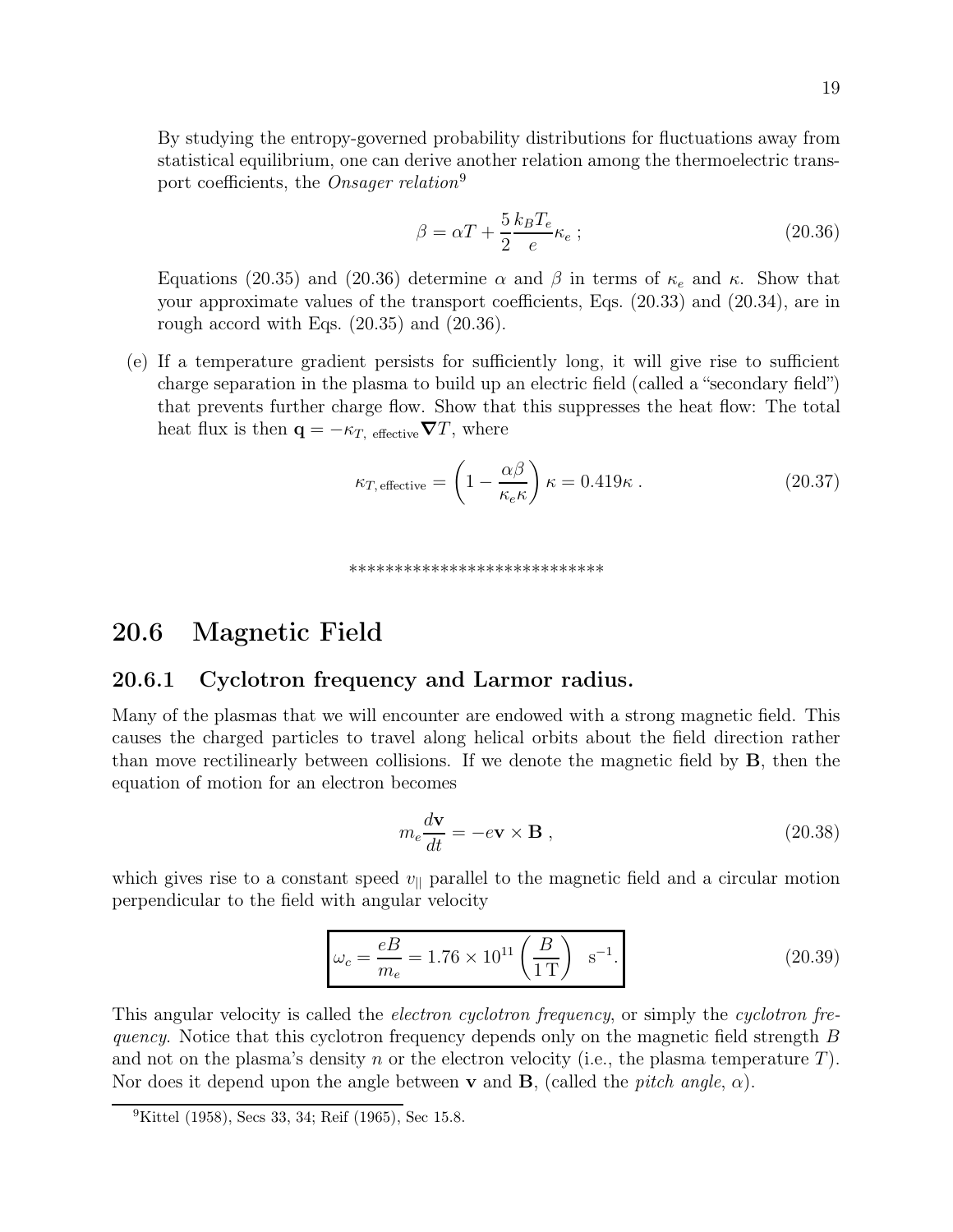By studying the entropy-governed probability distributions for fluctuations away from statistical equilibrium, one can derive another relation among the thermoelectric transport coefficients, the *Onsager relation*[9]

$$\beta = \alpha T + \frac{5}{2}\frac{k_B T_e}{e}\kappa_e \; ; \tag{20.36}$$

Equations (20.35) and (20.36) determine $\alpha$ and $\beta$ in terms of $\kappa_e$ and $\kappa$. Show that your approximate values of the transport coefficients, Eqs. (20.33) and (20.34), are in rough accord with Eqs. (20.35) and (20.36).

(e) If a temperature gradient persists for sufficiently long, it will give rise to sufficient charge separation in the plasma to build up an electric field (called a "secondary field") that prevents further charge flow. Show that this suppresses the heat flow: The total heat flux is then $\mathbf{q} = -\kappa_{T,\text{ effective}} \boldsymbol{\nabla} T$, where

$$\kappa_{T,\text{effective}} = \left(1 - \frac{\alpha\beta}{\kappa_e \kappa}\right)\kappa = 0.419\kappa \; . \tag{20.37}$$

****************************

## 20.6 Magnetic Field

### 20.6.1 Cyclotron frequency and Larmor radius.

Many of the plasmas that we will encounter are endowed with a strong magnetic field. This causes the charged particles to travel along helical orbits about the field direction rather than move rectilinearly between collisions. If we denote the magnetic field by $\mathbf{B}$, then the equation of motion for an electron becomes

$$m_e \frac{d\mathbf{v}}{dt} = -e\mathbf{v} \times \mathbf{B} \; , \tag{20.38}$$

which gives rise to a constant speed $v_{||}$ parallel to the magnetic field and a circular motion perpendicular to the field with angular velocity

$$\boxed{\omega_c = \frac{eB}{m_e} = 1.76 \times 10^{11} \left(\frac{B}{1\,\mathrm{T}}\right) \;\; \mathrm{s}^{-1}.} \tag{20.39}$$

This angular velocity is called the *electron cyclotron frequency*, or simply the *cyclotron frequency*. Notice that this cyclotron frequency depends only on the magnetic field strength $B$ and not on the plasma's density $n$ or the electron velocity (i.e., the plasma temperature $T$). Nor does it depend upon the angle between $\mathbf{v}$ and $\mathbf{B}$, (called the *pitch angle*, $\alpha$).

[9] Kittel (1958), Secs 33, 34; Reif (1965), Sec 15.8.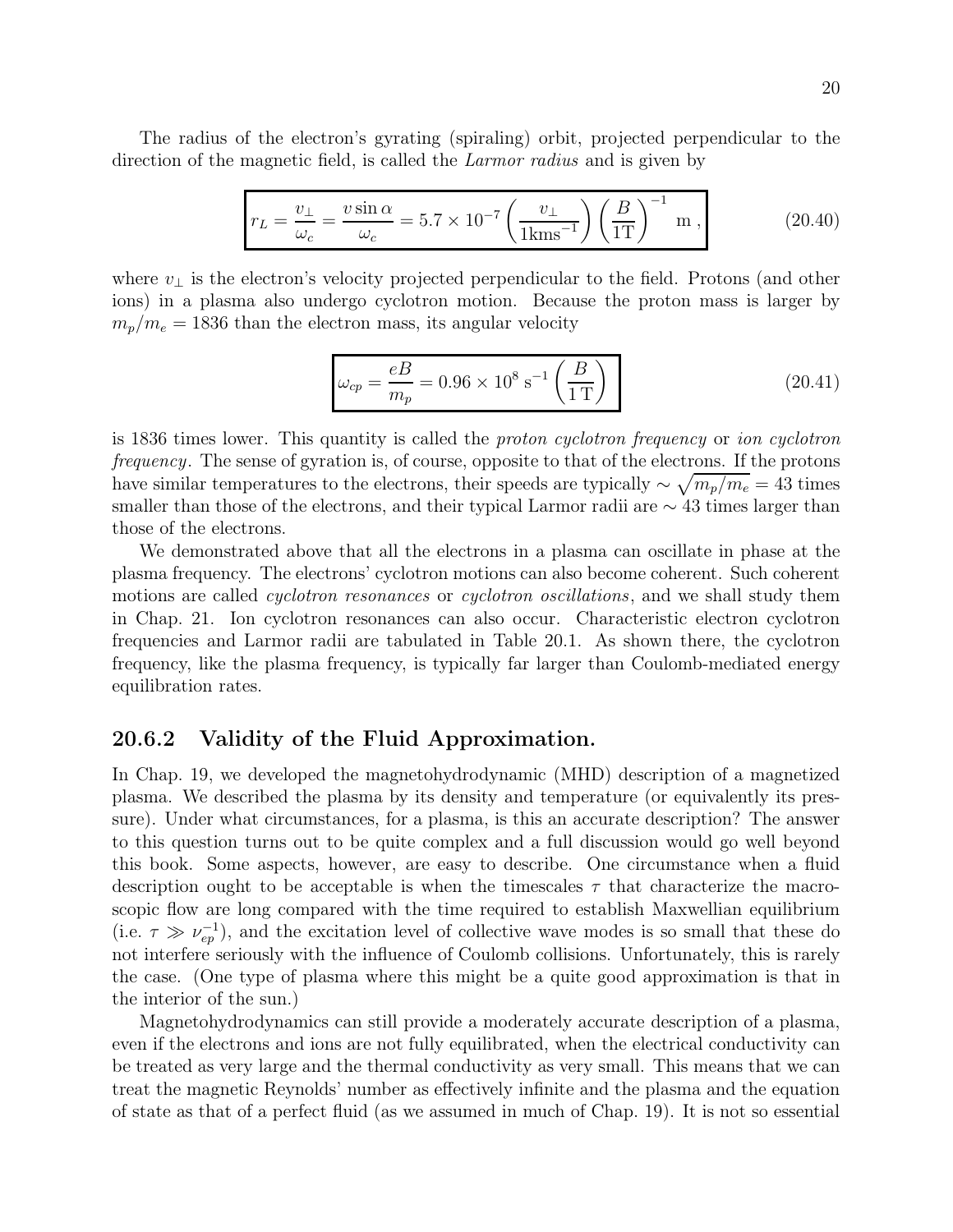The radius of the electron's gyrating (spiraling) orbit, projected perpendicular to the direction of the magnetic field, is called the *Larmor radius* and is given by

$$\boxed{r_L = \frac{v_\perp}{\omega_c} = \frac{v \sin\alpha}{\omega_c} = 5.7 \times 10^{-7} \left(\frac{v_\perp}{1\mathrm{kms}^{-1}}\right)\left(\frac{B}{1\mathrm{T}}\right)^{-1} \ \mathrm{m}\ ,} \tag{20.40}$$

where $v_\perp$ is the electron's velocity projected perpendicular to the field. Protons (and other ions) in a plasma also undergo cyclotron motion. Because the proton mass is larger by $m_p/m_e = 1836$ than the electron mass, its angular velocity

$$\boxed{\omega_{cp} = \frac{eB}{m_p} = 0.96 \times 10^8 \ \mathrm{s}^{-1}\left(\frac{B}{1\,\mathrm{T}}\right)} \tag{20.41}$$

is 1836 times lower. This quantity is called the *proton cyclotron frequency* or *ion cyclotron frequency*. The sense of gyration is, of course, opposite to that of the electrons. If the protons have similar temperatures to the electrons, their speeds are typically $\sim \sqrt{m_p/m_e} = 43$ times smaller than those of the electrons, and their typical Larmor radii are $\sim 43$ times larger than those of the electrons.

We demonstrated above that all the electrons in a plasma can oscillate in phase at the plasma frequency. The electrons' cyclotron motions can also become coherent. Such coherent motions are called *cyclotron resonances* or *cyclotron oscillations*, and we shall study them in Chap. 21. Ion cyclotron resonances can also occur. Characteristic electron cyclotron frequencies and Larmor radii are tabulated in Table 20.1. As shown there, the cyclotron frequency, like the plasma frequency, is typically far larger than Coulomb-mediated energy equilibration rates.

### 20.6.2 Validity of the Fluid Approximation.

In Chap. 19, we developed the magnetohydrodynamic (MHD) description of a magnetized plasma. We described the plasma by its density and temperature (or equivalently its pressure). Under what circumstances, for a plasma, is this an accurate description? The answer to this question turns out to be quite complex and a full discussion would go well beyond this book. Some aspects, however, are easy to describe. One circumstance when a fluid description ought to be acceptable is when the timescales $\tau$ that characterize the macroscopic flow are long compared with the time required to establish Maxwellian equilibrium (i.e. $\tau \gg \nu_{ep}^{-1}$), and the excitation level of collective wave modes is so small that these do not interfere seriously with the influence of Coulomb collisions. Unfortunately, this is rarely the case. (One type of plasma where this might be a quite good approximation is that in the interior of the sun.)

Magnetohydrodynamics can still provide a moderately accurate description of a plasma, even if the electrons and ions are not fully equilibrated, when the electrical conductivity can be treated as very large and the thermal conductivity as very small. This means that we can treat the magnetic Reynolds' number as effectively infinite and the plasma and the equation of state as that of a perfect fluid (as we assumed in much of Chap. 19). It is not so essential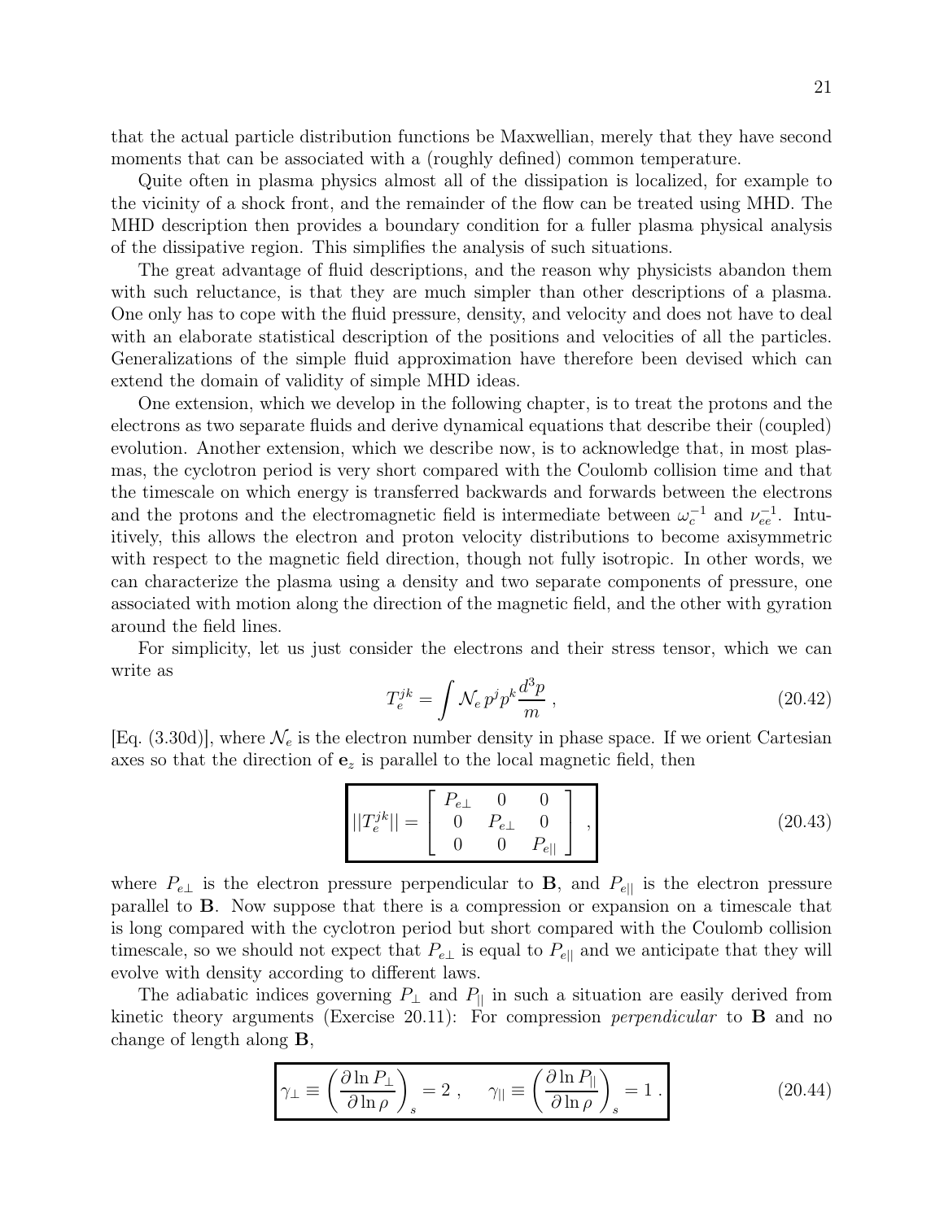that the actual particle distribution functions be Maxwellian, merely that they have second moments that can be associated with a (roughly defined) common temperature.

Quite often in plasma physics almost all of the dissipation is localized, for example to the vicinity of a shock front, and the remainder of the flow can be treated using MHD. The MHD description then provides a boundary condition for a fuller plasma physical analysis of the dissipative region. This simplifies the analysis of such situations.

The great advantage of fluid descriptions, and the reason why physicists abandon them with such reluctance, is that they are much simpler than other descriptions of a plasma. One only has to cope with the fluid pressure, density, and velocity and does not have to deal with an elaborate statistical description of the positions and velocities of all the particles. Generalizations of the simple fluid approximation have therefore been devised which can extend the domain of validity of simple MHD ideas.

One extension, which we develop in the following chapter, is to treat the protons and the electrons as two separate fluids and derive dynamical equations that describe their (coupled) evolution. Another extension, which we describe now, is to acknowledge that, in most plasmas, the cyclotron period is very short compared with the Coulomb collision time and that the timescale on which energy is transferred backwards and forwards between the electrons and the protons and the electromagnetic field is intermediate between $\omega_c^{-1}$ and $\nu_{ee}^{-1}$. Intuitively, this allows the electron and proton velocity distributions to become axisymmetric with respect to the magnetic field direction, though not fully isotropic. In other words, we can characterize the plasma using a density and two separate components of pressure, one associated with motion along the direction of the magnetic field, and the other with gyration around the field lines.

For simplicity, let us just consider the electrons and their stress tensor, which we can write as

$$T_e^{jk} = \int \mathcal{N}_e \, p^j p^k \frac{d^3p}{m} \,, \tag{20.42}$$

[Eq. (3.30d)], where $\mathcal{N}_e$ is the electron number density in phase space. If we orient Cartesian axes so that the direction of $\mathbf{e}_z$ is parallel to the local magnetic field, then

$$||T_e^{jk}|| = \begin{bmatrix} P_{e\perp} & 0 & 0 \\ 0 & P_{e\perp} & 0 \\ 0 & 0 & P_{e||} \end{bmatrix} \,, \tag{20.43}$$

where $P_{e\perp}$ is the electron pressure perpendicular to $\mathbf{B}$, and $P_{e||}$ is the electron pressure parallel to $\mathbf{B}$. Now suppose that there is a compression or expansion on a timescale that is long compared with the cyclotron period but short compared with the Coulomb collision timescale, so we should not expect that $P_{e\perp}$ is equal to $P_{e||}$ and we anticipate that they will evolve with density according to different laws.

The adiabatic indices governing $P_\perp$ and $P_{||}$ in such a situation are easily derived from kinetic theory arguments (Exercise 20.11): For compression *perpendicular* to $\mathbf{B}$ and no change of length along $\mathbf{B}$,

$$\gamma_\perp \equiv \left(\frac{\partial \ln P_\perp}{\partial \ln \rho}\right)_s = 2 \,, \quad \gamma_{||} \equiv \left(\frac{\partial \ln P_{||}}{\partial \ln \rho}\right)_s = 1 \,. \tag{20.44}$$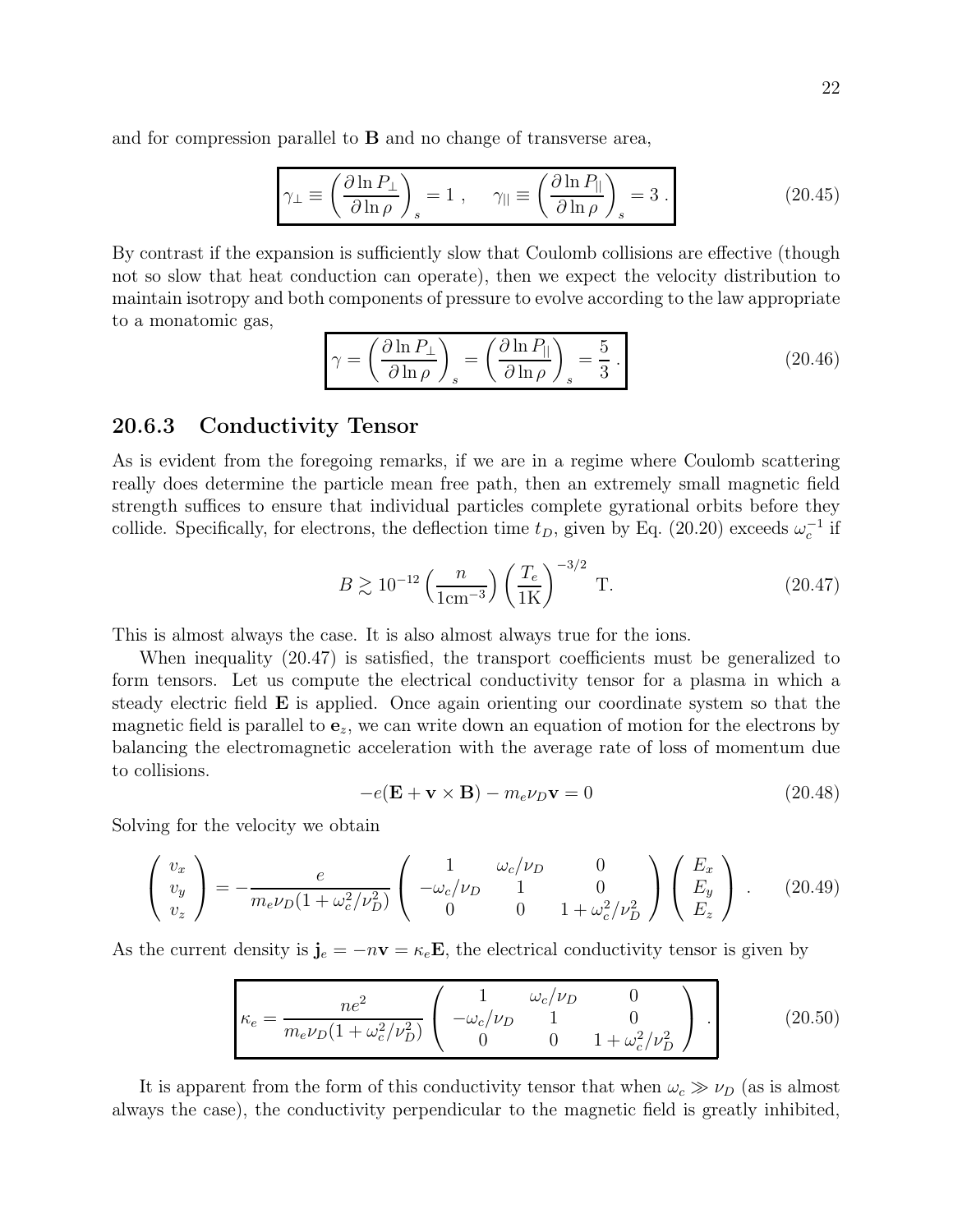and for compression parallel to **B** and no change of transverse area,

$$\gamma_\perp \equiv \left(\frac{\partial \ln P_\perp}{\partial \ln \rho}\right)_s = 1 \;, \qquad \gamma_{||} \equiv \left(\frac{\partial \ln P_{||}}{\partial \ln \rho}\right)_s = 3 \,. \tag{20.45}$$

By contrast if the expansion is sufficiently slow that Coulomb collisions are effective (though not so slow that heat conduction can operate), then we expect the velocity distribution to maintain isotropy and both components of pressure to evolve according to the law appropriate to a monatomic gas,

$$\gamma = \left(\frac{\partial \ln P_\perp}{\partial \ln \rho}\right)_s = \left(\frac{\partial \ln P_{||}}{\partial \ln \rho}\right)_s = \frac{5}{3} \,. \tag{20.46}$$

### 20.6.3 Conductivity Tensor

As is evident from the foregoing remarks, if we are in a regime where Coulomb scattering really does determine the particle mean free path, then an extremely small magnetic field strength suffices to ensure that individual particles complete gyrational orbits before they collide. Specifically, for electrons, the deflection time $t_D$, given by Eq. (20.20) exceeds $\omega_c^{-1}$ if

$$B \gtrsim 10^{-12} \left(\frac{n}{1\text{cm}^{-3}}\right) \left(\frac{T_e}{1\text{K}}\right)^{-3/2} \;\text{T}. \tag{20.47}$$

This is almost always the case. It is also almost always true for the ions.

When inequality (20.47) is satisfied, the transport coefficients must be generalized to form tensors. Let us compute the electrical conductivity tensor for a plasma in which a steady electric field **E** is applied. Once again orienting our coordinate system so that the magnetic field is parallel to $\mathbf{e}_z$, we can write down an equation of motion for the electrons by balancing the electromagnetic acceleration with the average rate of loss of momentum due to collisions.

$$-e(\mathbf{E} + \mathbf{v} \times \mathbf{B}) - m_e \nu_D \mathbf{v} = 0 \tag{20.48}$$

Solving for the velocity we obtain

$$\begin{pmatrix} v_x \\ v_y \\ v_z \end{pmatrix} = -\frac{e}{m_e \nu_D (1 + \omega_c^2/\nu_D^2)} \begin{pmatrix} 1 & \omega_c/\nu_D & 0 \\ -\omega_c/\nu_D & 1 & 0 \\ 0 & 0 & 1 + \omega_c^2/\nu_D^2 \end{pmatrix} \begin{pmatrix} E_x \\ E_y \\ E_z \end{pmatrix} \,. \tag{20.49}$$

As the current density is $\mathbf{j}_e = -n\mathbf{v} = \kappa_e \mathbf{E}$, the electrical conductivity tensor is given by

$$\kappa_e = \frac{ne^2}{m_e \nu_D (1 + \omega_c^2/\nu_D^2)} \begin{pmatrix} 1 & \omega_c/\nu_D & 0 \\ -\omega_c/\nu_D & 1 & 0 \\ 0 & 0 & 1 + \omega_c^2/\nu_D^2 \end{pmatrix} \,. \tag{20.50}$$

It is apparent from the form of this conductivity tensor that when $\omega_c \gg \nu_D$ (as is almost always the case), the conductivity perpendicular to the magnetic field is greatly inhibited,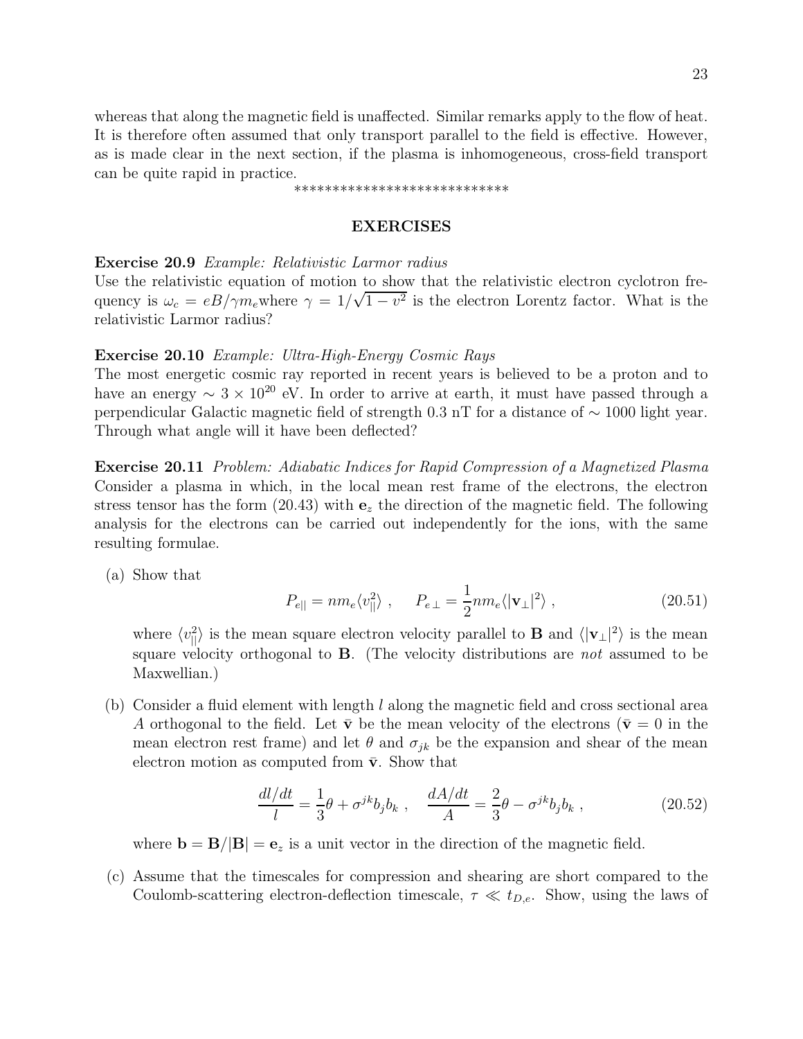whereas that along the magnetic field is unaffected. Similar remarks apply to the flow of heat. It is therefore often assumed that only transport parallel to the field is effective. However, as is made clear in the next section, if the plasma is inhomogeneous, cross-field transport can be quite rapid in practice.

****************************

## EXERCISES

**Exercise 20.9** *Example: Relativistic Larmor radius*
Use the relativistic equation of motion to show that the relativistic electron cyclotron frequency is $\omega_c = eB/\gamma m_e$where $\gamma = 1/\sqrt{1-v^2}$ is the electron Lorentz factor. What is the relativistic Larmor radius?

**Exercise 20.10** *Example: Ultra-High-Energy Cosmic Rays*
The most energetic cosmic ray reported in recent years is believed to be a proton and to have an energy $\sim 3 \times 10^{20}$ eV. In order to arrive at earth, it must have passed through a perpendicular Galactic magnetic field of strength 0.3 nT for a distance of $\sim 1000$ light year. Through what angle will it have been deflected?

**Exercise 20.11** *Problem: Adiabatic Indices for Rapid Compression of a Magnetized Plasma*
Consider a plasma in which, in the local mean rest frame of the electrons, the electron stress tensor has the form (20.43) with $\mathbf{e}_z$ the direction of the magnetic field. The following analysis for the electrons can be carried out independently for the ions, with the same resulting formulae.

(a) Show that

$$P_{e||} = nm_e\langle v_{||}^2\rangle \ , \qquad P_{e\perp} = \frac{1}{2}nm_e\langle |\mathbf{v}_\perp|^2\rangle \ , \tag{20.51}$$

where $\langle v_{||}^2\rangle$ is the mean square electron velocity parallel to $\mathbf{B}$ and $\langle |\mathbf{v}_\perp|^2\rangle$ is the mean square velocity orthogonal to $\mathbf{B}$. (The velocity distributions are *not* assumed to be Maxwellian.)

(b) Consider a fluid element with length $l$ along the magnetic field and cross sectional area $A$ orthogonal to the field. Let $\bar{\mathbf{v}}$ be the mean velocity of the electrons ($\bar{\mathbf{v}} = 0$ in the mean electron rest frame) and let $\theta$ and $\sigma_{jk}$ be the expansion and shear of the mean electron motion as computed from $\bar{\mathbf{v}}$. Show that

$$\frac{dl/dt}{l} = \frac{1}{3}\theta + \sigma^{jk}b_j b_k \ , \quad \frac{dA/dt}{A} = \frac{2}{3}\theta - \sigma^{jk}b_j b_k \ , \tag{20.52}$$

where $\mathbf{b} = \mathbf{B}/|\mathbf{B}| = \mathbf{e}_z$ is a unit vector in the direction of the magnetic field.

(c) Assume that the timescales for compression and shearing are short compared to the Coulomb-scattering electron-deflection timescale, $\tau \ll t_{D,e}$. Show, using the laws of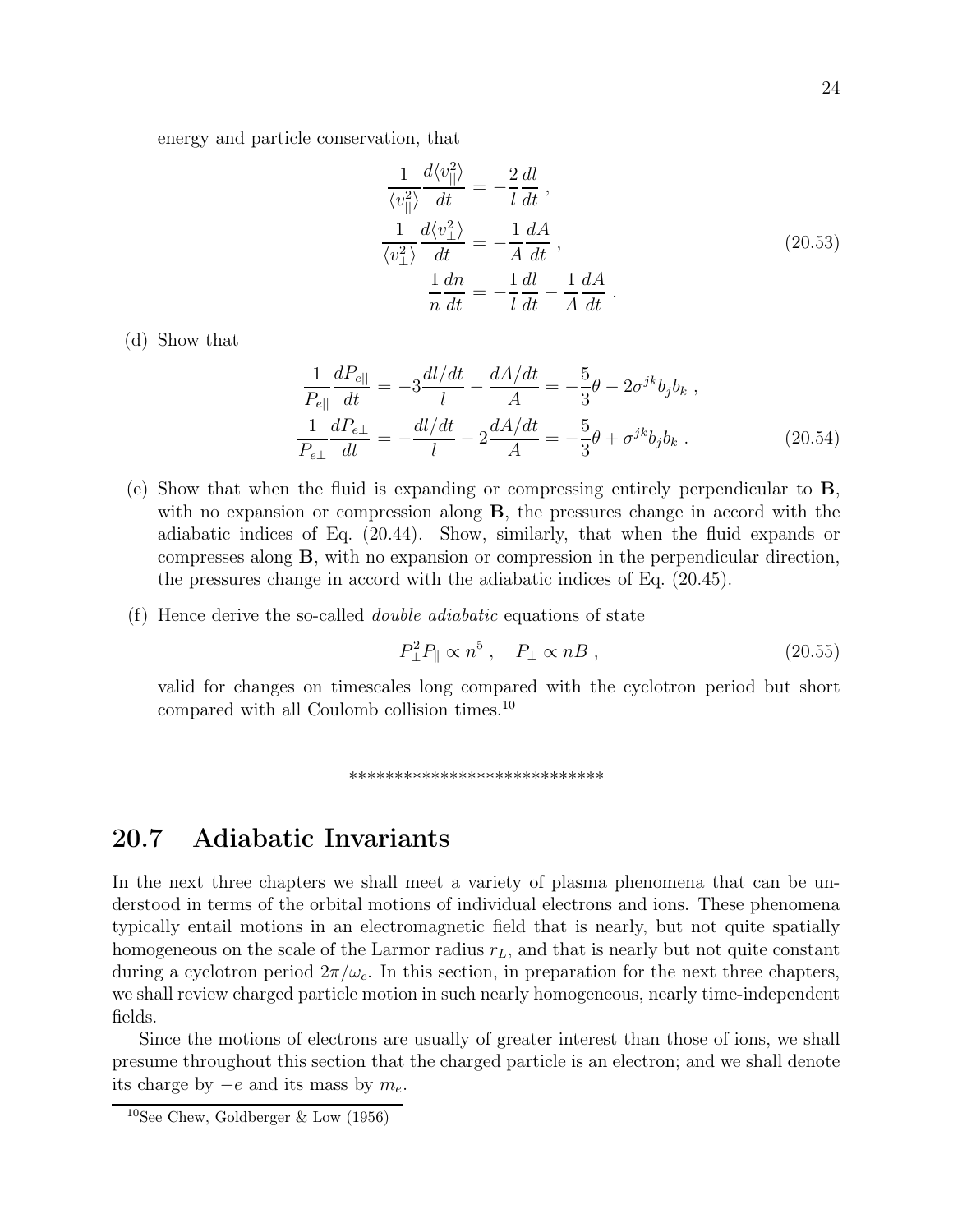energy and particle conservation, that

$$
\begin{aligned}
\frac{1}{\langle v_{||}^2 \rangle}\frac{d\langle v_{||}^2\rangle}{dt} &= -\frac{2}{l}\frac{dl}{dt} \,, \\
\frac{1}{\langle v_{\perp}^2 \rangle}\frac{d\langle v_{\perp}^2\rangle}{dt} &= -\frac{1}{A}\frac{dA}{dt} \,, \\
\frac{1}{n}\frac{dn}{dt} &= -\frac{1}{l}\frac{dl}{dt} - \frac{1}{A}\frac{dA}{dt} \,.
\end{aligned}
\tag{20.53}
$$

(d) Show that

$$
\begin{aligned}
\frac{1}{P_{e||}}\frac{dP_{e||}}{dt} &= -3\frac{dl/dt}{l} - \frac{dA/dt}{A} = -\frac{5}{3}\theta - 2\sigma^{jk}b_j b_k \,, \\
\frac{1}{P_{e\perp}}\frac{dP_{e\perp}}{dt} &= -\frac{dl/dt}{l} - 2\frac{dA/dt}{A} = -\frac{5}{3}\theta + \sigma^{jk}b_j b_k \,.
\end{aligned}
\tag{20.54}
$$

(e) Show that when the fluid is expanding or compressing entirely perpendicular to **B**, with no expansion or compression along **B**, the pressures change in accord with the adiabatic indices of Eq. (20.44). Show, similarly, that when the fluid expands or compresses along **B**, with no expansion or compression in the perpendicular direction, the pressures change in accord with the adiabatic indices of Eq. (20.45).

(f) Hence derive the so-called *double adiabatic* equations of state

$$
P_{\perp}^2 P_{||} \propto n^5 \,, \quad P_{\perp} \propto nB \,, \tag{20.55}
$$

valid for changes on timescales long compared with the cyclotron period but short compared with all Coulomb collision times.[10]

****************************

## 20.7 Adiabatic Invariants

In the next three chapters we shall meet a variety of plasma phenomena that can be understood in terms of the orbital motions of individual electrons and ions. These phenomena typically entail motions in an electromagnetic field that is nearly, but not quite spatially homogeneous on the scale of the Larmor radius $r_L$, and that is nearly but not quite constant during a cyclotron period $2\pi/\omega_c$. In this section, in preparation for the next three chapters, we shall review charged particle motion in such nearly homogeneous, nearly time-independent fields.

Since the motions of electrons are usually of greater interest than those of ions, we shall presume throughout this section that the charged particle is an electron; and we shall denote its charge by $-e$ and its mass by $m_e$.

[10] See Chew, Goldberger & Low (1956)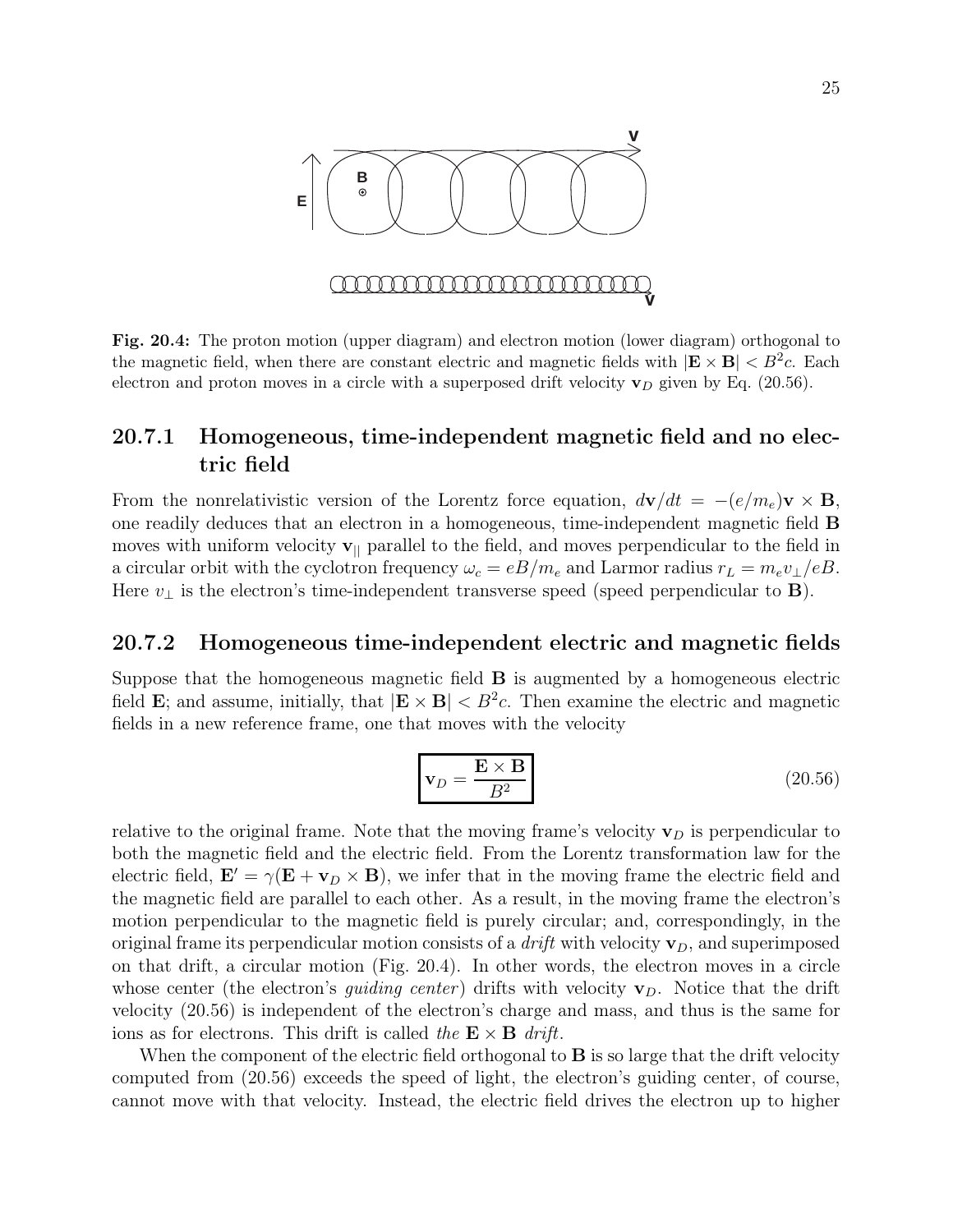Fig. 20.4: The proton motion (upper diagram) and electron motion (lower diagram) orthogonal to the magnetic field, when there are constant electric and magnetic fields with $|\mathbf{E} \times \mathbf{B}| < B^2 c$. Each electron and proton moves in a circle with a superposed drift velocity $\mathbf{v}_D$ given by Eq. (20.56).

### 20.7.1 Homogeneous, time-independent magnetic field and no electric field

From the nonrelativistic version of the Lorentz force equation, $d\mathbf{v}/dt = -(e/m_e)\mathbf{v} \times \mathbf{B}$, one readily deduces that an electron in a homogeneous, time-independent magnetic field $\mathbf{B}$ moves with uniform velocity $\mathbf{v}_{||}$ parallel to the field, and moves perpendicular to the field in a circular orbit with the cyclotron frequency $\omega_c = eB/m_e$ and Larmor radius $r_L = m_e v_\perp / eB$. Here $v_\perp$ is the electron's time-independent transverse speed (speed perpendicular to $\mathbf{B}$).

### 20.7.2 Homogeneous time-independent electric and magnetic fields

Suppose that the homogeneous magnetic field $\mathbf{B}$ is augmented by a homogeneous electric field $\mathbf{E}$; and assume, initially, that $|\mathbf{E} \times \mathbf{B}| < B^2 c$. Then examine the electric and magnetic fields in a new reference frame, one that moves with the velocity

$$\boxed{\mathbf{v}_D = \frac{\mathbf{E} \times \mathbf{B}}{B^2}} \tag{20.56}$$

relative to the original frame. Note that the moving frame's velocity $\mathbf{v}_D$ is perpendicular to both the magnetic field and the electric field. From the Lorentz transformation law for the electric field, $\mathbf{E}' = \gamma(\mathbf{E} + \mathbf{v}_D \times \mathbf{B})$, we infer that in the moving frame the electric field and the magnetic field are parallel to each other. As a result, in the moving frame the electron's motion perpendicular to the magnetic field is purely circular; and, correspondingly, in the original frame its perpendicular motion consists of a *drift* with velocity $\mathbf{v}_D$, and superimposed on that drift, a circular motion (Fig. 20.4). In other words, the electron moves in a circle whose center (the electron's *guiding center*) drifts with velocity $\mathbf{v}_D$. Notice that the drift velocity (20.56) is independent of the electron's charge and mass, and thus is the same for ions as for electrons. This drift is called *the* $\mathbf{E} \times \mathbf{B}$ *drift*.

When the component of the electric field orthogonal to $\mathbf{B}$ is so large that the drift velocity computed from (20.56) exceeds the speed of light, the electron's guiding center, of course, cannot move with that velocity. Instead, the electric field drives the electron up to higher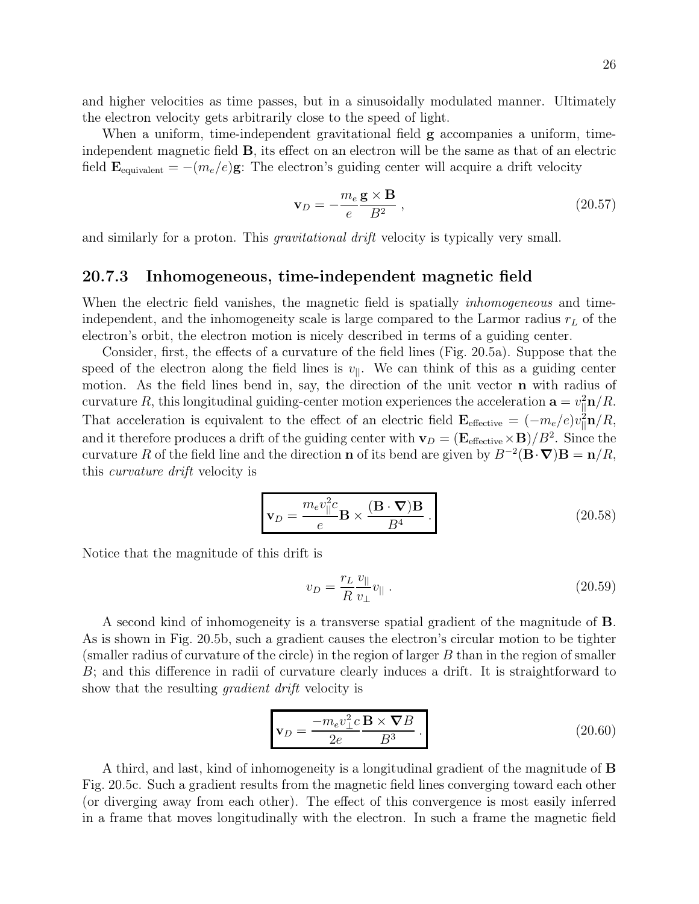and higher velocities as time passes, but in a sinusoidally modulated manner. Ultimately the electron velocity gets arbitrarily close to the speed of light.

When a uniform, time-independent gravitational field $\mathbf{g}$ accompanies a uniform, time-independent magnetic field $\mathbf{B}$, its effect on an electron will be the same as that of an electric field $\mathbf{E}_{\rm equivalent} = -(m_e/e)\mathbf{g}$: The electron's guiding center will acquire a drift velocity

$$\mathbf{v}_D = -\frac{m_e}{e}\frac{\mathbf{g}\times\mathbf{B}}{B^2}\,, \tag{20.57}$$

and similarly for a proton. This *gravitational drift* velocity is typically very small.

### 20.7.3 Inhomogeneous, time-independent magnetic field

When the electric field vanishes, the magnetic field is spatially *inhomogeneous* and time-independent, and the inhomogeneity scale is large compared to the Larmor radius $r_L$ of the electron's orbit, the electron motion is nicely described in terms of a guiding center.

Consider, first, the effects of a curvature of the field lines (Fig. 20.5a). Suppose that the speed of the electron along the field lines is $v_{||}$. We can think of this as a guiding center motion. As the field lines bend in, say, the direction of the unit vector $\mathbf{n}$ with radius of curvature $R$, this longitudinal guiding-center motion experiences the acceleration $\mathbf{a} = v_{||}^2\mathbf{n}/R$. That acceleration is equivalent to the effect of an electric field $\mathbf{E}_{\rm effective} = (-m_e/e)v_{||}^2\mathbf{n}/R$, and it therefore produces a drift of the guiding center with $\mathbf{v}_D = (\mathbf{E}_{\rm effective}\times\mathbf{B})/B^2$. Since the curvature $R$ of the field line and the direction $\mathbf{n}$ of its bend are given by $B^{-2}(\mathbf{B}\cdot\boldsymbol{\nabla})\mathbf{B} = \mathbf{n}/R$, this *curvature drift* velocity is

$$\boxed{\mathbf{v}_D = \frac{m_e v_{||}^2 c}{e}\mathbf{B}\times\frac{(\mathbf{B}\cdot\boldsymbol{\nabla})\mathbf{B}}{B^4}\,.} \tag{20.58}$$

Notice that the magnitude of this drift is

$$v_D = \frac{r_L}{R}\frac{v_{||}}{v_\perp}v_{||}\,. \tag{20.59}$$

A second kind of inhomogeneity is a transverse spatial gradient of the magnitude of $\mathbf{B}$. As is shown in Fig. 20.5b, such a gradient causes the electron's circular motion to be tighter (smaller radius of curvature of the circle) in the region of larger $B$ than in the region of smaller $B$; and this difference in radii of curvature clearly induces a drift. It is straightforward to show that the resulting *gradient drift* velocity is

$$\boxed{\mathbf{v}_D = \frac{-m_e v_\perp^2 c}{2e}\frac{\mathbf{B}\times\boldsymbol{\nabla}B}{B^3}\,.} \tag{20.60}$$

A third, and last, kind of inhomogeneity is a longitudinal gradient of the magnitude of $\mathbf{B}$ Fig. 20.5c. Such a gradient results from the magnetic field lines converging toward each other (or diverging away from each other). The effect of this convergence is most easily inferred in a frame that moves longitudinally with the electron. In such a frame the magnetic field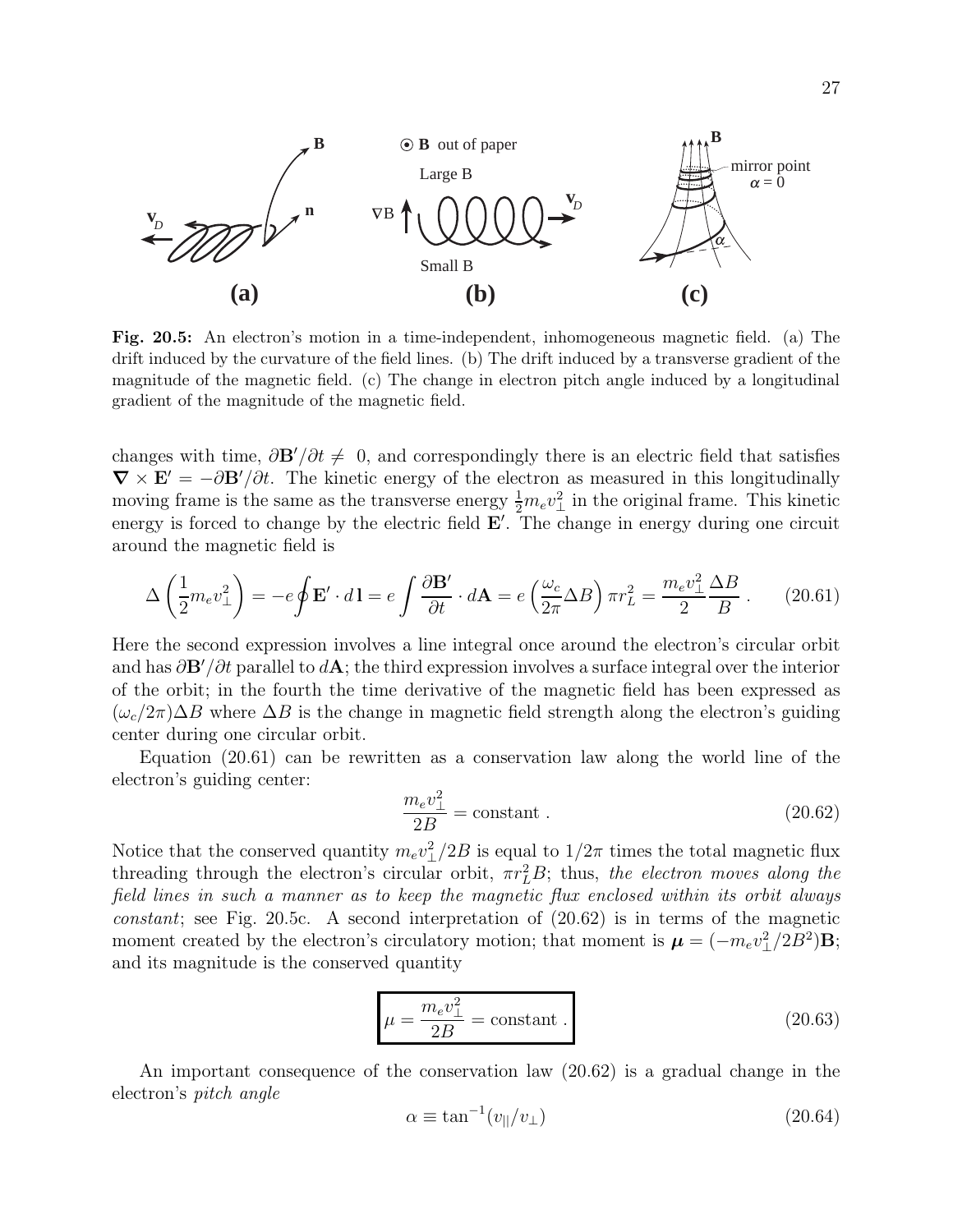**Fig. 20.5:** An electron's motion in a time-independent, inhomogeneous magnetic field. (a) The drift induced by the curvature of the field lines. (b) The drift induced by a transverse gradient of the magnitude of the magnetic field. (c) The change in electron pitch angle induced by a longitudinal gradient of the magnitude of the magnetic field.

changes with time, $\partial \mathbf{B}'/\partial t \neq 0$, and correspondingly there is an electric field that satisfies $\nabla \times \mathbf{E}' = -\partial \mathbf{B}'/\partial t$. The kinetic energy of the electron as measured in this longitudinally moving frame is the same as the transverse energy $\frac{1}{2} m_e v_\perp^2$ in the original frame. This kinetic energy is forced to change by the electric field $\mathbf{E}'$. The change in energy during one circuit around the magnetic field is

$$\Delta \left( \frac{1}{2} m_e v_\perp^2 \right) = -e \oint \mathbf{E}' \cdot d\mathbf{l} = e \int \frac{\partial \mathbf{B}'}{\partial t} \cdot d\mathbf{A} = e \left( \frac{\omega_c}{2\pi} \Delta B \right) \pi r_L^2 = \frac{m_e v_\perp^2}{2} \frac{\Delta B}{B} \,. \tag{20.61}$$

Here the second expression involves a line integral once around the electron's circular orbit and has $\partial \mathbf{B}'/\partial t$ parallel to $d\mathbf{A}$; the third expression involves a surface integral over the interior of the orbit; in the fourth the time derivative of the magnetic field has been expressed as $(\omega_c/2\pi)\Delta B$ where $\Delta B$ is the change in magnetic field strength along the electron's guiding center during one circular orbit.

Equation (20.61) can be rewritten as a conservation law along the world line of the electron's guiding center:

$$\frac{m_e v_\perp^2}{2B} = \text{constant} \,. \tag{20.62}$$

Notice that the conserved quantity $m_e v_\perp^2/2B$ is equal to $1/2\pi$ times the total magnetic flux threading through the electron's circular orbit, $\pi r_L^2 B$; thus, *the electron moves along the field lines in such a manner as to keep the magnetic flux enclosed within its orbit always constant*; see Fig. 20.5c. A second interpretation of (20.62) is in terms of the magnetic moment created by the electron's circulatory motion; that moment is $\boldsymbol{\mu} = (-m_e v_\perp^2/2B^2)\mathbf{B}$; and its magnitude is the conserved quantity

$$\boxed{\mu = \frac{m_e v_\perp^2}{2B} = \text{constant} \,.} \tag{20.63}$$

An important consequence of the conservation law (20.62) is a gradual change in the electron's *pitch angle*

$$\alpha \equiv \tan^{-1}(v_{||}/v_\perp) \tag{20.64}$$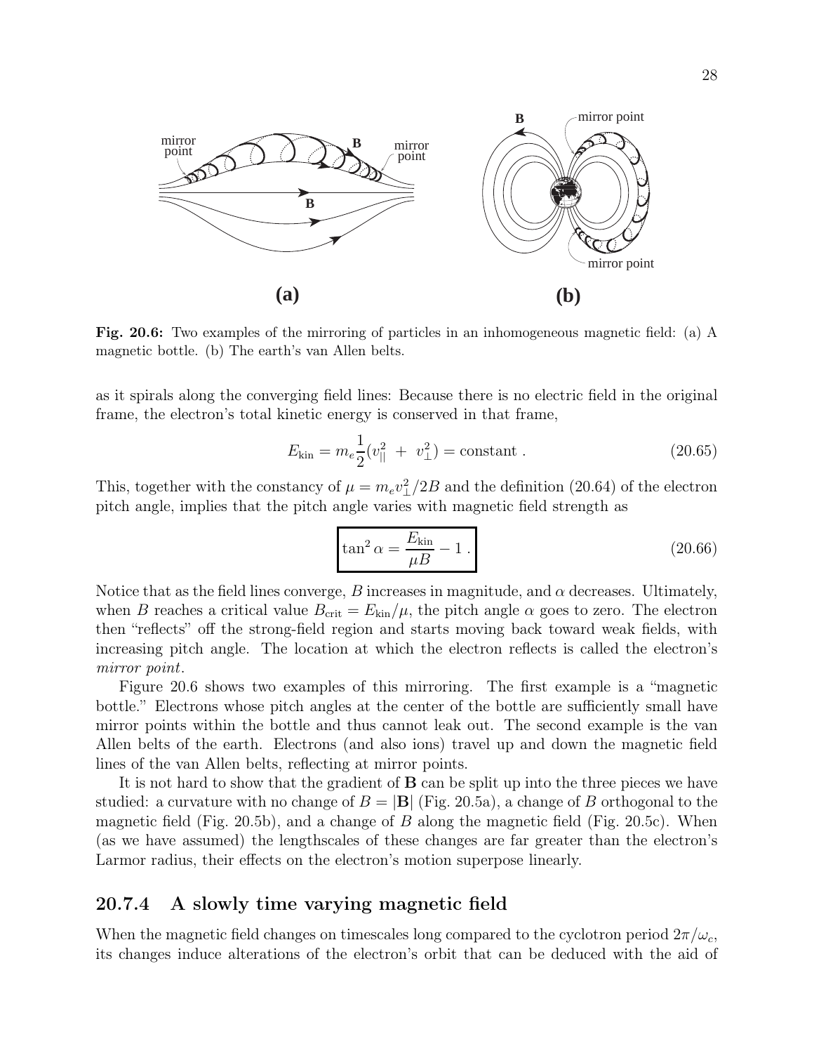Fig. 20.6: Two examples of the mirroring of particles in an inhomogeneous magnetic field: (a) A magnetic bottle. (b) The earth's van Allen belts.

as it spirals along the converging field lines: Because there is no electric field in the original frame, the electron's total kinetic energy is conserved in that frame,

$$E_{\rm kin} = m_e \frac{1}{2}(v_{||}^2 \ + \ v_\perp^2) = \text{constant} \ . \tag{20.65}$$

This, together with the constancy of $\mu = m_e v_\perp^2/2B$ and the definition (20.64) of the electron pitch angle, implies that the pitch angle varies with magnetic field strength as

$$\boxed{\tan^2 \alpha = \frac{E_{\rm kin}}{\mu B} - 1 \ .} \tag{20.66}$$

Notice that as the field lines converge, $B$ increases in magnitude, and $\alpha$ decreases. Ultimately, when $B$ reaches a critical value $B_{\rm crit} = E_{\rm kin}/\mu$, the pitch angle $\alpha$ goes to zero. The electron then "reflects" off the strong-field region and starts moving back toward weak fields, with increasing pitch angle. The location at which the electron reflects is called the electron's *mirror point*.

Figure 20.6 shows two examples of this mirroring. The first example is a "magnetic bottle." Electrons whose pitch angles at the center of the bottle are sufficiently small have mirror points within the bottle and thus cannot leak out. The second example is the van Allen belts of the earth. Electrons (and also ions) travel up and down the magnetic field lines of the van Allen belts, reflecting at mirror points.

It is not hard to show that the gradient of $\mathbf{B}$ can be split up into the three pieces we have studied: a curvature with no change of $B = |\mathbf{B}|$ (Fig. 20.5a), a change of $B$ orthogonal to the magnetic field (Fig. 20.5b), and a change of $B$ along the magnetic field (Fig. 20.5c). When (as we have assumed) the lengthscales of these changes are far greater than the electron's Larmor radius, their effects on the electron's motion superpose linearly.

### 20.7.4 A slowly time varying magnetic field

When the magnetic field changes on timescales long compared to the cyclotron period $2\pi/\omega_c$, its changes induce alterations of the electron's orbit that can be deduced with the aid of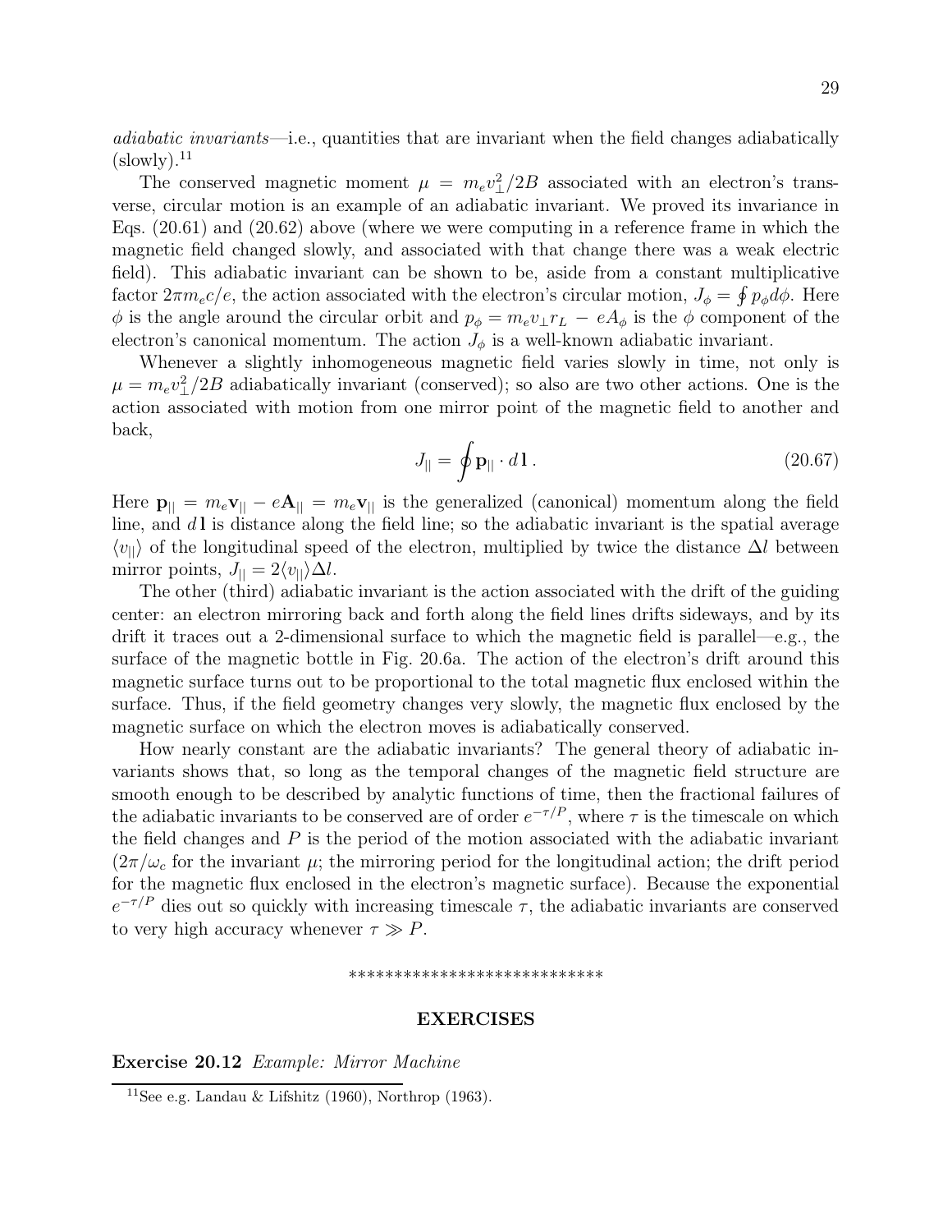*adiabatic invariants*—i.e., quantities that are invariant when the field changes adiabatically (slowly).[11]

The conserved magnetic moment $\mu = m_e v_\perp^2/2B$ associated with an electron's transverse, circular motion is an example of an adiabatic invariant. We proved its invariance in Eqs. (20.61) and (20.62) above (where we were computing in a reference frame in which the magnetic field changed slowly, and associated with that change there was a weak electric field). This adiabatic invariant can be shown to be, aside from a constant multiplicative factor $2\pi m_e c/e$, the action associated with the electron's circular motion, $J_\phi = \oint p_\phi d\phi$. Here $\phi$ is the angle around the circular orbit and $p_\phi = m_e v_\perp r_L - eA_\phi$ is the $\phi$ component of the electron's canonical momentum. The action $J_\phi$ is a well-known adiabatic invariant.

Whenever a slightly inhomogeneous magnetic field varies slowly in time, not only is $\mu = m_e v_\perp^2/2B$ adiabatically invariant (conserved); so also are two other actions. One is the action associated with motion from one mirror point of the magnetic field to another and back,

$$J_{||} = \oint \mathbf{p}_{||} \cdot d\,\mathbf{l}\,. \tag{20.67}$$

Here $\mathbf{p}_{||} = m_e \mathbf{v}_{||} - e\mathbf{A}_{||} = m_e \mathbf{v}_{||}$ is the generalized (canonical) momentum along the field line, and $d\,\mathbf{l}$ is distance along the field line; so the adiabatic invariant is the spatial average $\langle v_{||} \rangle$ of the longitudinal speed of the electron, multiplied by twice the distance $\Delta l$ between mirror points, $J_{||} = 2\langle v_{||}\rangle \Delta l$.

The other (third) adiabatic invariant is the action associated with the drift of the guiding center: an electron mirroring back and forth along the field lines drifts sideways, and by its drift it traces out a 2-dimensional surface to which the magnetic field is parallel—e.g., the surface of the magnetic bottle in Fig. 20.6a. The action of the electron's drift around this magnetic surface turns out to be proportional to the total magnetic flux enclosed within the surface. Thus, if the field geometry changes very slowly, the magnetic flux enclosed by the magnetic surface on which the electron moves is adiabatically conserved.

How nearly constant are the adiabatic invariants? The general theory of adiabatic invariants shows that, so long as the temporal changes of the magnetic field structure are smooth enough to be described by analytic functions of time, then the fractional failures of the adiabatic invariants to be conserved are of order $e^{-\tau/P}$, where $\tau$ is the timescale on which the field changes and $P$ is the period of the motion associated with the adiabatic invariant ($2\pi/\omega_c$ for the invariant $\mu$; the mirroring period for the longitudinal action; the drift period for the magnetic flux enclosed in the electron's magnetic surface). Because the exponential $e^{-\tau/P}$ dies out so quickly with increasing timescale $\tau$, the adiabatic invariants are conserved to very high accuracy whenever $\tau \gg P$.

****************************

**EXERCISES**

**Exercise 20.12** *Example: Mirror Machine*

[11] See e.g. Landau & Lifshitz (1960), Northrop (1963).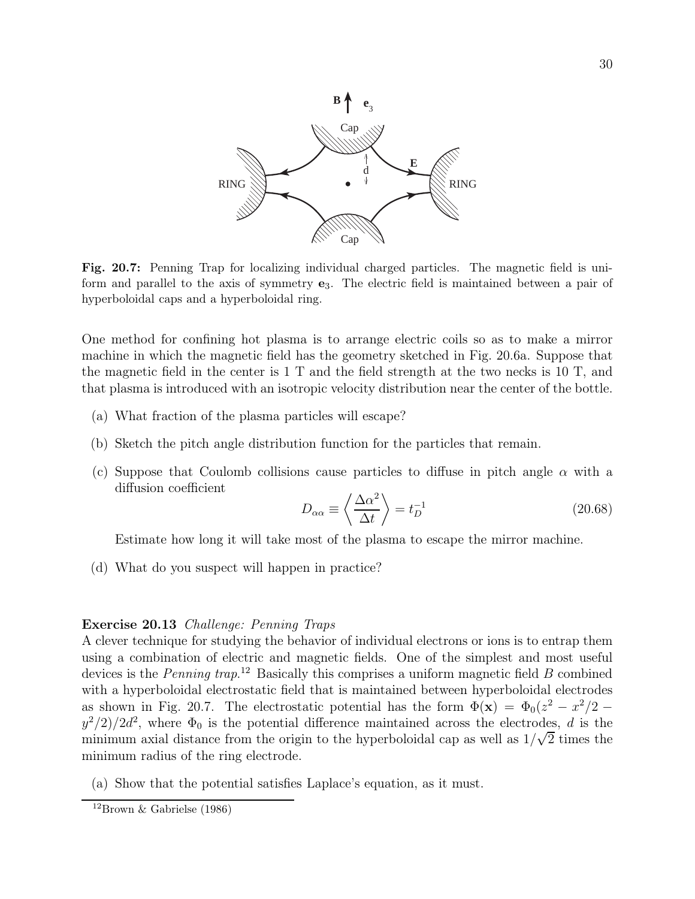**Fig. 20.7:** Penning Trap for localizing individual charged particles. The magnetic field is uniform and parallel to the axis of symmetry $\mathbf{e}_3$. The electric field is maintained between a pair of hyperboloidal caps and a hyperboloidal ring.

One method for confining hot plasma is to arrange electric coils so as to make a mirror machine in which the magnetic field has the geometry sketched in Fig. 20.6a. Suppose that the magnetic field in the center is 1 T and the field strength at the two necks is 10 T, and that plasma is introduced with an isotropic velocity distribution near the center of the bottle.

(a) What fraction of the plasma particles will escape?

(b) Sketch the pitch angle distribution function for the particles that remain.

(c) Suppose that Coulomb collisions cause particles to diffuse in pitch angle $\alpha$ with a diffusion coefficient

$$D_{\alpha\alpha} \equiv \left\langle \frac{\Delta\alpha^2}{\Delta t} \right\rangle = t_D^{-1} \tag{20.68}$$

Estimate how long it will take most of the plasma to escape the mirror machine.

(d) What do you suspect will happen in practice?

**Exercise 20.13** *Challenge: Penning Traps*

A clever technique for studying the behavior of individual electrons or ions is to entrap them using a combination of electric and magnetic fields. One of the simplest and most useful devices is the *Penning trap*.[12] Basically this comprises a uniform magnetic field $B$ combined with a hyperboloidal electrostatic field that is maintained between hyperboloidal electrodes as shown in Fig. 20.7. The electrostatic potential has the form $\Phi(\mathbf{x}) = \Phi_0(z^2 - x^2/2 - y^2/2)/2d^2$, where $\Phi_0$ is the potential difference maintained across the electrodes, $d$ is the minimum axial distance from the origin to the hyperboloidal cap as well as $1/\sqrt{2}$ times the minimum radius of the ring electrode.

(a) Show that the potential satisfies Laplace's equation, as it must.

[12] Brown & Gabrielse (1986)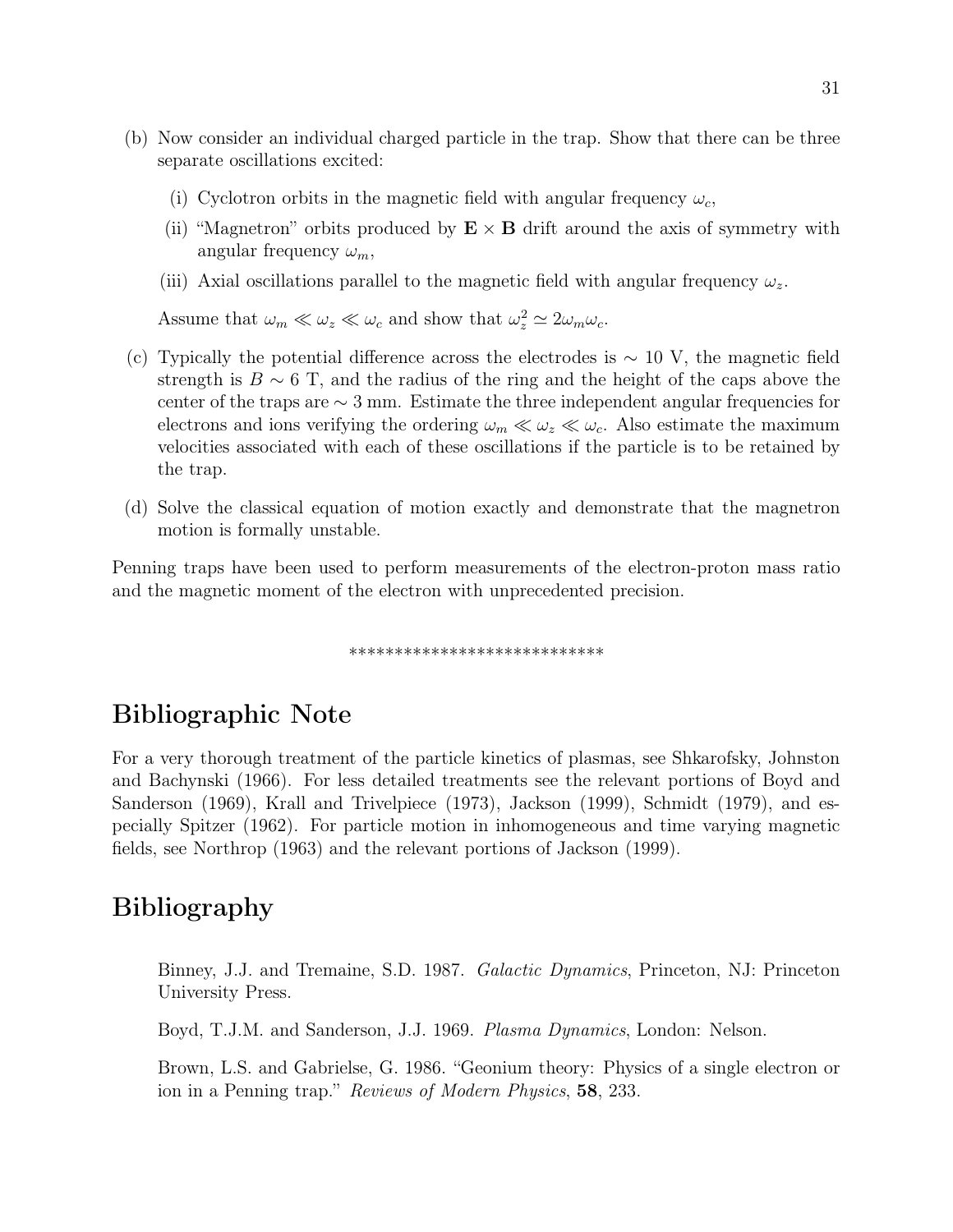(b) Now consider an individual charged particle in the trap. Show that there can be three separate oscillations excited:

   (i) Cyclotron orbits in the magnetic field with angular frequency $\omega_c$,

   (ii) "Magnetron" orbits produced by $\mathbf{E} \times \mathbf{B}$ drift around the axis of symmetry with angular frequency $\omega_m$,

   (iii) Axial oscillations parallel to the magnetic field with angular frequency $\omega_z$.

   Assume that $\omega_m \ll \omega_z \ll \omega_c$ and show that $\omega_z^2 \simeq 2\omega_m\omega_c$.

(c) Typically the potential difference across the electrodes is $\sim 10$ V, the magnetic field strength is $B \sim 6$ T, and the radius of the ring and the height of the caps above the center of the traps are $\sim 3$ mm. Estimate the three independent angular frequencies for electrons and ions verifying the ordering $\omega_m \ll \omega_z \ll \omega_c$. Also estimate the maximum velocities associated with each of these oscillations if the particle is to be retained by the trap.

(d) Solve the classical equation of motion exactly and demonstrate that the magnetron motion is formally unstable.

Penning traps have been used to perform measurements of the electron-proton mass ratio and the magnetic moment of the electron with unprecedented precision.

****************************

## Bibliographic Note

For a very thorough treatment of the particle kinetics of plasmas, see Shkarofsky, Johnston and Bachynski (1966). For less detailed treatments see the relevant portions of Boyd and Sanderson (1969), Krall and Trivelpiece (1973), Jackson (1999), Schmidt (1979), and especially Spitzer (1962). For particle motion in inhomogeneous and time varying magnetic fields, see Northrop (1963) and the relevant portions of Jackson (1999).

## Bibliography

Binney, J.J. and Tremaine, S.D. 1987. *Galactic Dynamics*, Princeton, NJ: Princeton University Press.

Boyd, T.J.M. and Sanderson, J.J. 1969. *Plasma Dynamics*, London: Nelson.

Brown, L.S. and Gabrielse, G. 1986. "Geonium theory: Physics of a single electron or ion in a Penning trap." *Reviews of Modern Physics*, **58**, 233.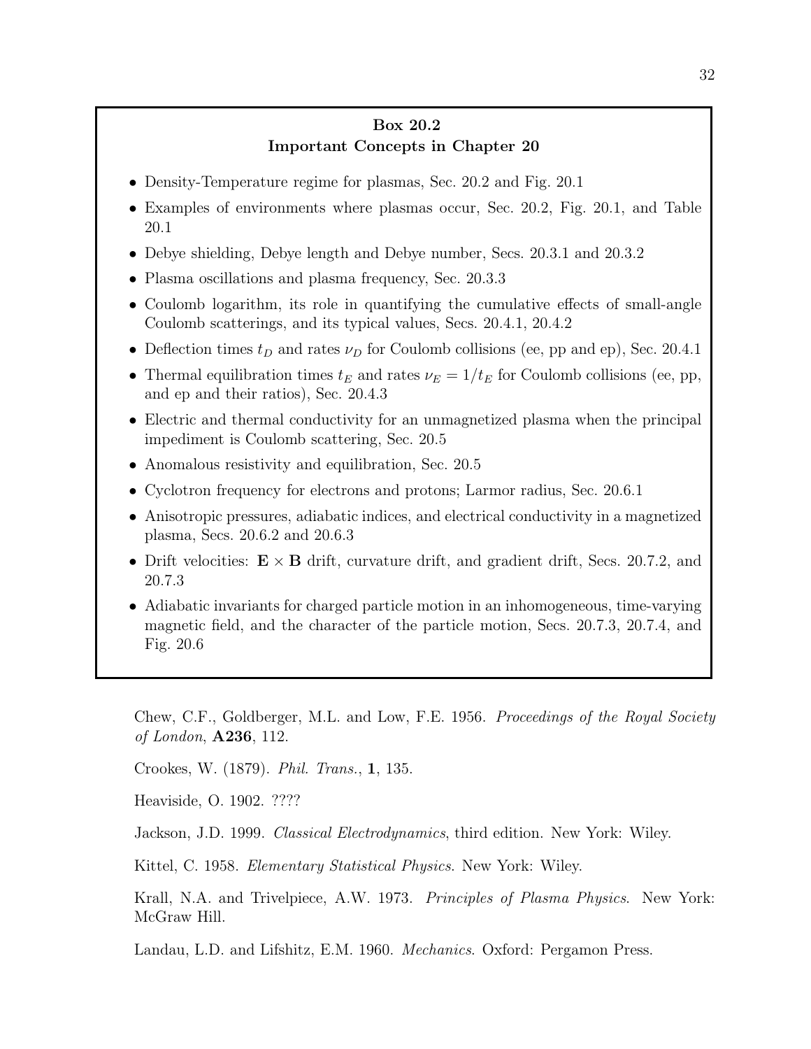**Box 20.2**
**Important Concepts in Chapter 20**

- Density-Temperature regime for plasmas, Sec. 20.2 and Fig. 20.1
- Examples of environments where plasmas occur, Sec. 20.2, Fig. 20.1, and Table 20.1
- Debye shielding, Debye length and Debye number, Secs. 20.3.1 and 20.3.2
- Plasma oscillations and plasma frequency, Sec. 20.3.3
- Coulomb logarithm, its role in quantifying the cumulative effects of small-angle Coulomb scatterings, and its typical values, Secs. 20.4.1, 20.4.2
- Deflection times $t_D$ and rates $\nu_D$ for Coulomb collisions (ee, pp and ep), Sec. 20.4.1
- Thermal equilibration times $t_E$ and rates $\nu_E = 1/t_E$ for Coulomb collisions (ee, pp, and ep and their ratios), Sec. 20.4.3
- Electric and thermal conductivity for an unmagnetized plasma when the principal impediment is Coulomb scattering, Sec. 20.5
- Anomalous resistivity and equilibration, Sec. 20.5
- Cyclotron frequency for electrons and protons; Larmor radius, Sec. 20.6.1
- Anisotropic pressures, adiabatic indices, and electrical conductivity in a magnetized plasma, Secs. 20.6.2 and 20.6.3
- Drift velocities: $\mathbf{E} \times \mathbf{B}$ drift, curvature drift, and gradient drift, Secs. 20.7.2, and 20.7.3
- Adiabatic invariants for charged particle motion in an inhomogeneous, time-varying magnetic field, and the character of the particle motion, Secs. 20.7.3, 20.7.4, and Fig. 20.6

Chew, C.F., Goldberger, M.L. and Low, F.E. 1956. *Proceedings of the Royal Society of London*, **A236**, 112.

Crookes, W. (1879). *Phil. Trans.*, **1**, 135.

Heaviside, O. 1902. ????

Jackson, J.D. 1999. *Classical Electrodynamics*, third edition. New York: Wiley.

Kittel, C. 1958. *Elementary Statistical Physics*. New York: Wiley.

Krall, N.A. and Trivelpiece, A.W. 1973. *Principles of Plasma Physics*. New York: McGraw Hill.

Landau, L.D. and Lifshitz, E.M. 1960. *Mechanics*. Oxford: Pergamon Press.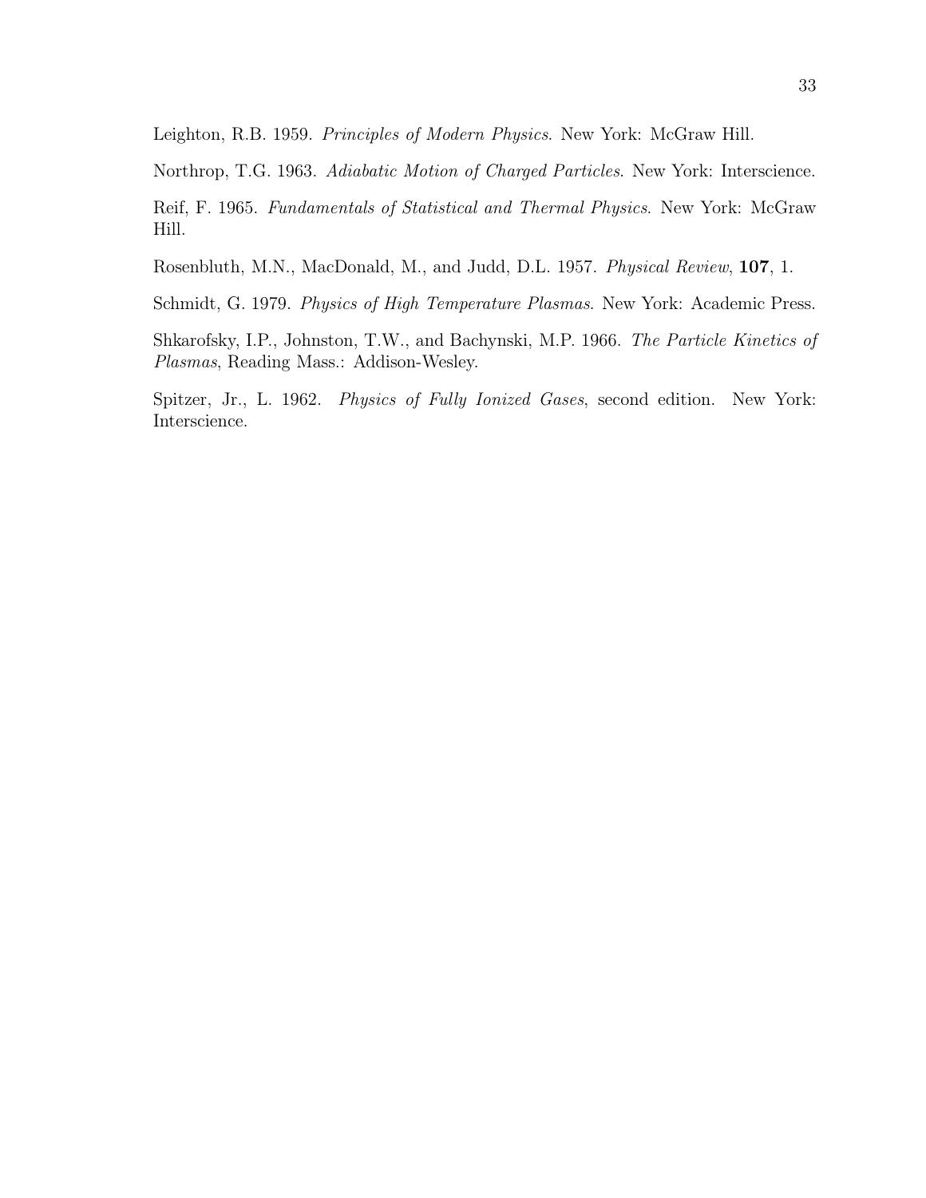Leighton, R.B. 1959. *Principles of Modern Physics*. New York: McGraw Hill.

Northrop, T.G. 1963. *Adiabatic Motion of Charged Particles*. New York: Interscience.

Reif, F. 1965. *Fundamentals of Statistical and Thermal Physics*. New York: McGraw Hill.

Rosenbluth, M.N., MacDonald, M., and Judd, D.L. 1957. *Physical Review*, **107**, 1.

Schmidt, G. 1979. *Physics of High Temperature Plasmas*. New York: Academic Press.

Shkarofsky, I.P., Johnston, T.W., and Bachynski, M.P. 1966. *The Particle Kinetics of Plasmas*, Reading Mass.: Addison-Wesley.

Spitzer, Jr., L. 1962. *Physics of Fully Ionized Gases*, second edition. New York: Interscience.